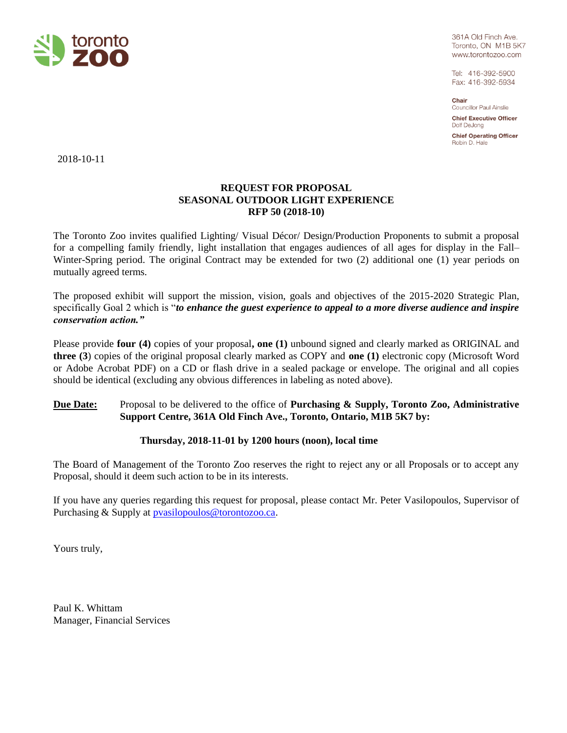toronto zoo

361A Old Finch Ave.
Toronto, ON M1B 5K7
www.torontozoo.com

Tel: 416-392-5900
Fax: 416-392-5934

**Chair**
Councillor Paul Ainslie

**Chief Executive Officer**
Dolf DeJong

**Chief Operating Officer**
Robin D. Hale

2018-10-11

# REQUEST FOR PROPOSAL
# SEASONAL OUTDOOR LIGHT EXPERIENCE
# RFP 50 (2018-10)

The Toronto Zoo invites qualified Lighting/ Visual Décor/ Design/Production Proponents to submit a proposal for a compelling family friendly, light installation that engages audiences of all ages for display in the Fall–Winter-Spring period. The original Contract may be extended for two (2) additional one (1) year periods on mutually agreed terms.

The proposed exhibit will support the mission, vision, goals and objectives of the 2015-2020 Strategic Plan, specifically Goal 2 which is "***to enhance the guest experience to appeal to a more diverse audience and inspire conservation action."***

Please provide **four (4)** copies of your proposal**, one (1)** unbound signed and clearly marked as ORIGINAL and **three (3**) copies of the original proposal clearly marked as COPY and **one (1)** electronic copy (Microsoft Word or Adobe Acrobat PDF) on a CD or flash drive in a sealed package or envelope. The original and all copies should be identical (excluding any obvious differences in labeling as noted above).

**<u>Due Date:</u>** Proposal to be delivered to the office of **Purchasing & Supply, Toronto Zoo, Administrative Support Centre, 361A Old Finch Ave., Toronto, Ontario, M1B 5K7 by:**

**Thursday, 2018-11-01 by 1200 hours (noon), local time**

The Board of Management of the Toronto Zoo reserves the right to reject any or all Proposals or to accept any Proposal, should it deem such action to be in its interests.

If you have any queries regarding this request for proposal, please contact Mr. Peter Vasilopoulos, Supervisor of Purchasing & Supply at pvasilopoulos@torontozoo.ca.

Yours truly,

Paul K. Whittam
Manager, Financial Services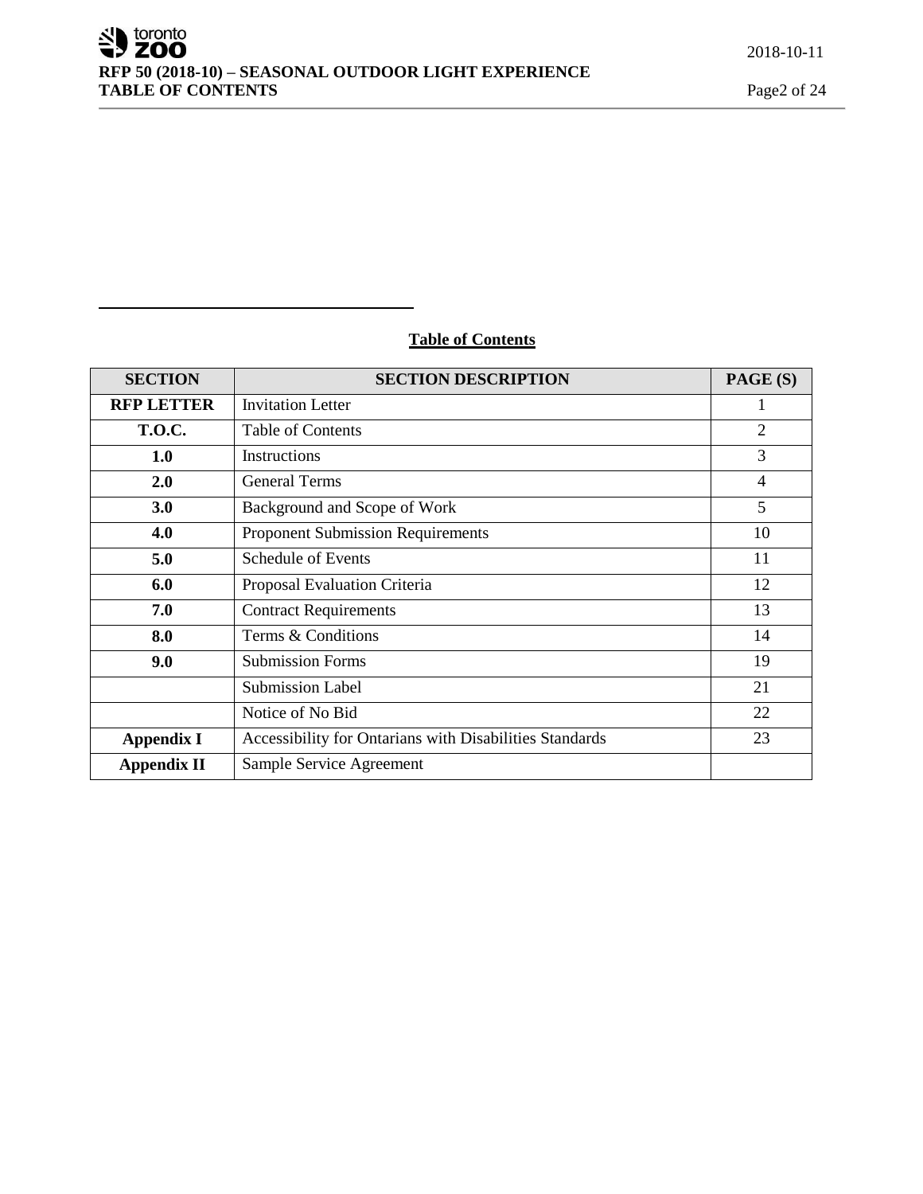## Table of Contents

| SECTION | SECTION DESCRIPTION | PAGE (S) |
|---|---|---|
| RFP LETTER | Invitation Letter | 1 |
| T.O.C. | Table of Contents | 2 |
| 1.0 | Instructions | 3 |
| 2.0 | General Terms | 4 |
| 3.0 | Background and Scope of Work | 5 |
| 4.0 | Proponent Submission Requirements | 10 |
| 5.0 | Schedule of Events | 11 |
| 6.0 | Proposal Evaluation Criteria | 12 |
| 7.0 | Contract Requirements | 13 |
| 8.0 | Terms & Conditions | 14 |
| 9.0 | Submission Forms | 19 |
| | Submission Label | 21 |
| | Notice of No Bid | 22 |
| Appendix I | Accessibility for Ontarians with Disabilities Standards | 23 |
| Appendix II | Sample Service Agreement | |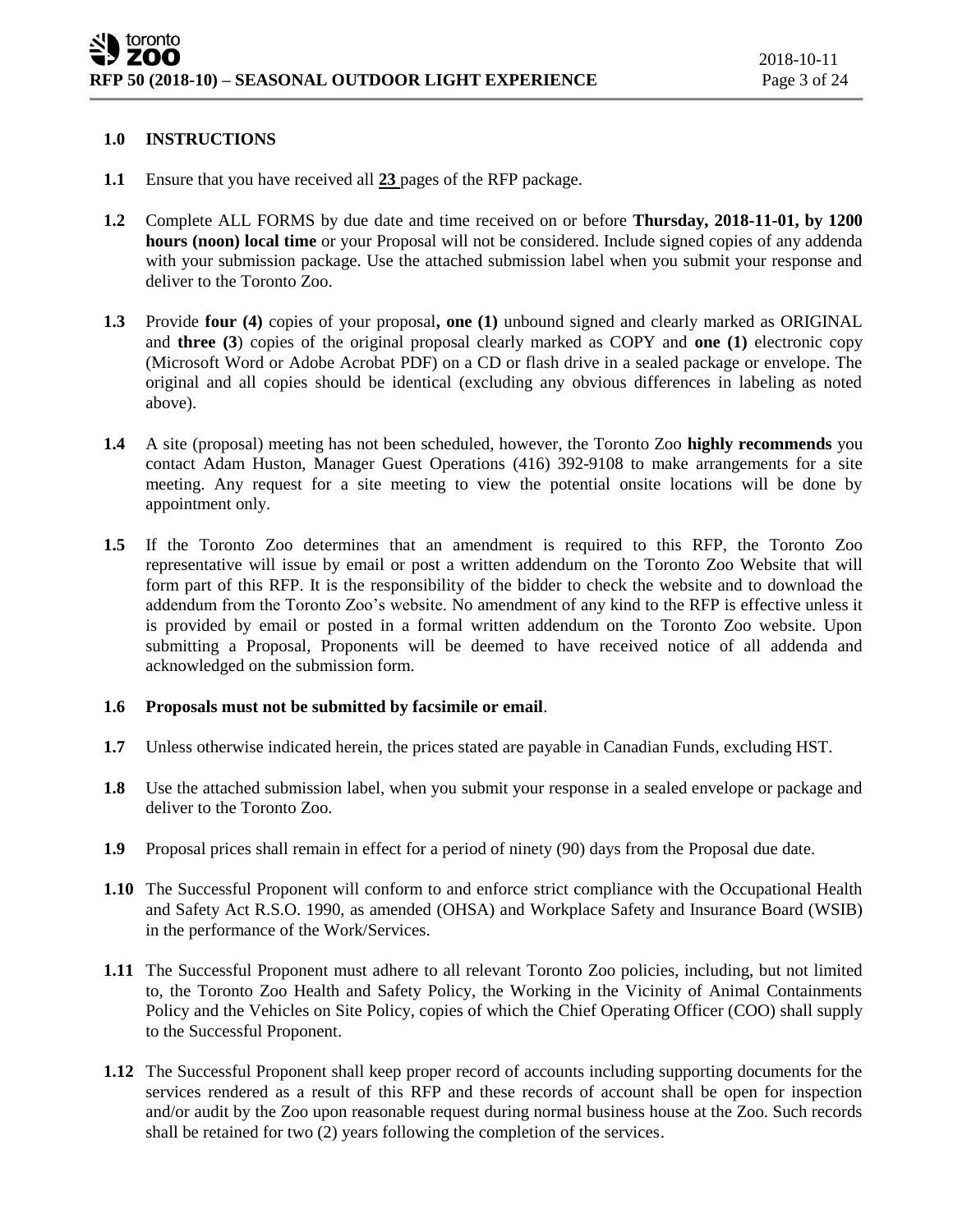## 1.0 INSTRUCTIONS

**1.1** Ensure that you have received all **23** pages of the RFP package.

**1.2** Complete ALL FORMS by due date and time received on or before **Thursday, 2018-11-01, by 1200 hours (noon) local time** or your Proposal will not be considered. Include signed copies of any addenda with your submission package. Use the attached submission label when you submit your response and deliver to the Toronto Zoo.

**1.3** Provide **four (4)** copies of your proposal**, one (1)** unbound signed and clearly marked as ORIGINAL and **three (3**) copies of the original proposal clearly marked as COPY and **one (1)** electronic copy (Microsoft Word or Adobe Acrobat PDF) on a CD or flash drive in a sealed package or envelope. The original and all copies should be identical (excluding any obvious differences in labeling as noted above).

**1.4** A site (proposal) meeting has not been scheduled, however, the Toronto Zoo **highly recommends** you contact Adam Huston, Manager Guest Operations (416) 392-9108 to make arrangements for a site meeting. Any request for a site meeting to view the potential onsite locations will be done by appointment only.

**1.5** If the Toronto Zoo determines that an amendment is required to this RFP, the Toronto Zoo representative will issue by email or post a written addendum on the Toronto Zoo Website that will form part of this RFP. It is the responsibility of the bidder to check the website and to download the addendum from the Toronto Zoo's website. No amendment of any kind to the RFP is effective unless it is provided by email or posted in a formal written addendum on the Toronto Zoo website. Upon submitting a Proposal, Proponents will be deemed to have received notice of all addenda and acknowledged on the submission form.

**1.6 Proposals must not be submitted by facsimile or email**.

**1.7** Unless otherwise indicated herein, the prices stated are payable in Canadian Funds, excluding HST.

**1.8** Use the attached submission label, when you submit your response in a sealed envelope or package and deliver to the Toronto Zoo.

**1.9** Proposal prices shall remain in effect for a period of ninety (90) days from the Proposal due date.

**1.10** The Successful Proponent will conform to and enforce strict compliance with the Occupational Health and Safety Act R.S.O. 1990, as amended (OHSA) and Workplace Safety and Insurance Board (WSIB) in the performance of the Work/Services.

**1.11** The Successful Proponent must adhere to all relevant Toronto Zoo policies, including, but not limited to, the Toronto Zoo Health and Safety Policy, the Working in the Vicinity of Animal Containments Policy and the Vehicles on Site Policy, copies of which the Chief Operating Officer (COO) shall supply to the Successful Proponent.

**1.12** The Successful Proponent shall keep proper record of accounts including supporting documents for the services rendered as a result of this RFP and these records of account shall be open for inspection and/or audit by the Zoo upon reasonable request during normal business house at the Zoo. Such records shall be retained for two (2) years following the completion of the services.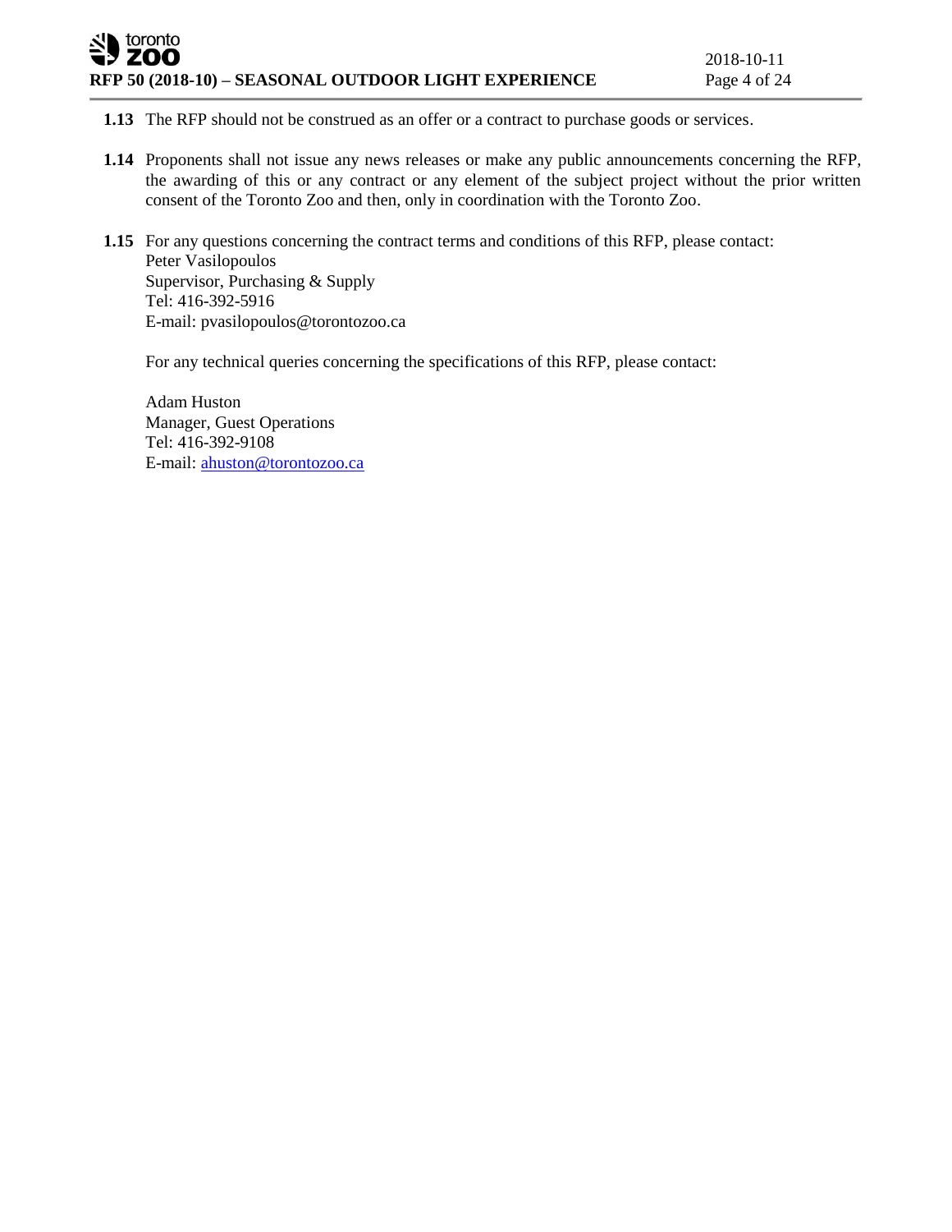**1.13** The RFP should not be construed as an offer or a contract to purchase goods or services.

**1.14** Proponents shall not issue any news releases or make any public announcements concerning the RFP, the awarding of this or any contract or any element of the subject project without the prior written consent of the Toronto Zoo and then, only in coordination with the Toronto Zoo.

**1.15** For any questions concerning the contract terms and conditions of this RFP, please contact:
Peter Vasilopoulos
Supervisor, Purchasing & Supply
Tel: 416-392-5916
E-mail: pvasilopoulos@torontozoo.ca

For any technical queries concerning the specifications of this RFP, please contact:

Adam Huston
Manager, Guest Operations
Tel: 416-392-9108
E-mail: ahuston@torontozoo.ca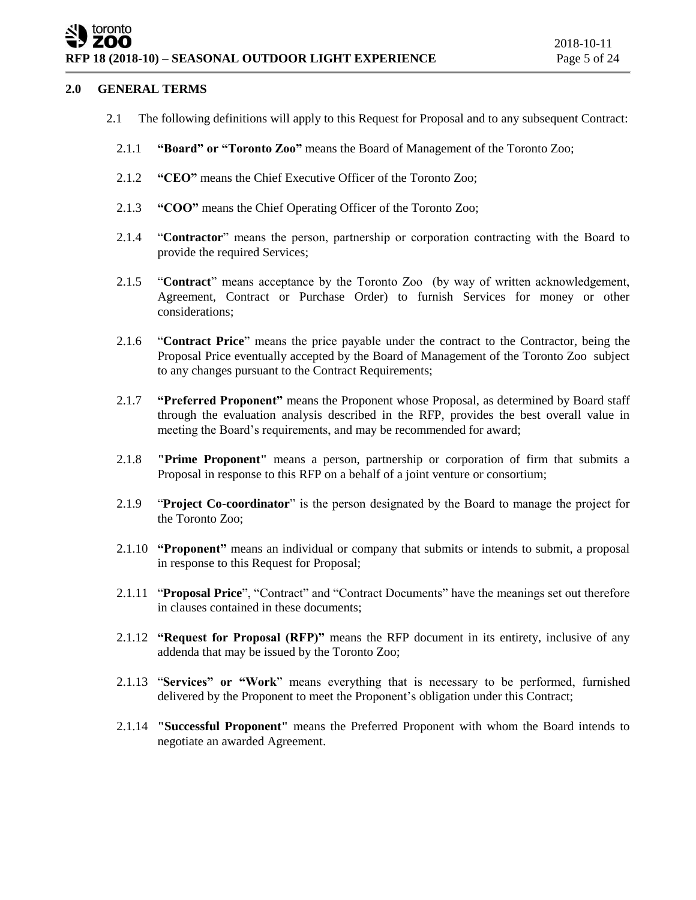## 2.0 GENERAL TERMS

2.1 The following definitions will apply to this Request for Proposal and to any subsequent Contract:

2.1.1 **"Board" or "Toronto Zoo"** means the Board of Management of the Toronto Zoo;

2.1.2 **"CEO"** means the Chief Executive Officer of the Toronto Zoo;

2.1.3 **"COO"** means the Chief Operating Officer of the Toronto Zoo;

2.1.4 "**Contractor**" means the person, partnership or corporation contracting with the Board to provide the required Services;

2.1.5 "**Contract**" means acceptance by the Toronto Zoo (by way of written acknowledgement, Agreement, Contract or Purchase Order) to furnish Services for money or other considerations;

2.1.6 "**Contract Price**" means the price payable under the contract to the Contractor, being the Proposal Price eventually accepted by the Board of Management of the Toronto Zoo subject to any changes pursuant to the Contract Requirements;

2.1.7 **"Preferred Proponent"** means the Proponent whose Proposal, as determined by Board staff through the evaluation analysis described in the RFP, provides the best overall value in meeting the Board's requirements, and may be recommended for award;

2.1.8 **"Prime Proponent"** means a person, partnership or corporation of firm that submits a Proposal in response to this RFP on a behalf of a joint venture or consortium;

2.1.9 "**Project Co-coordinator**" is the person designated by the Board to manage the project for the Toronto Zoo;

2.1.10 **"Proponent"** means an individual or company that submits or intends to submit, a proposal in response to this Request for Proposal;

2.1.11 "**Proposal Price**", "Contract" and "Contract Documents" have the meanings set out therefore in clauses contained in these documents;

2.1.12 **"Request for Proposal (RFP)"** means the RFP document in its entirety, inclusive of any addenda that may be issued by the Toronto Zoo;

2.1.13 "**Services" or "Work**" means everything that is necessary to be performed, furnished delivered by the Proponent to meet the Proponent's obligation under this Contract;

2.1.14 **"Successful Proponent"** means the Preferred Proponent with whom the Board intends to negotiate an awarded Agreement.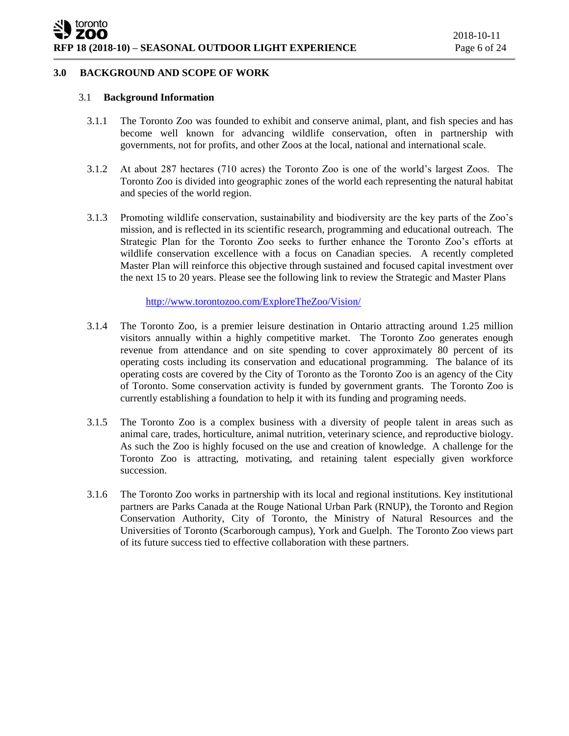## 3.0 BACKGROUND AND SCOPE OF WORK

### 3.1 Background Information

3.1.1 The Toronto Zoo was founded to exhibit and conserve animal, plant, and fish species and has become well known for advancing wildlife conservation, often in partnership with governments, not for profits, and other Zoos at the local, national and international scale.

3.1.2 At about 287 hectares (710 acres) the Toronto Zoo is one of the world's largest Zoos. The Toronto Zoo is divided into geographic zones of the world each representing the natural habitat and species of the world region.

3.1.3 Promoting wildlife conservation, sustainability and biodiversity are the key parts of the Zoo's mission, and is reflected in its scientific research, programming and educational outreach. The Strategic Plan for the Toronto Zoo seeks to further enhance the Toronto Zoo's efforts at wildlife conservation excellence with a focus on Canadian species. A recently completed Master Plan will reinforce this objective through sustained and focused capital investment over the next 15 to 20 years. Please see the following link to review the Strategic and Master Plans

http://www.torontozoo.com/ExploreTheZoo/Vision/

3.1.4 The Toronto Zoo, is a premier leisure destination in Ontario attracting around 1.25 million visitors annually within a highly competitive market. The Toronto Zoo generates enough revenue from attendance and on site spending to cover approximately 80 percent of its operating costs including its conservation and educational programming. The balance of its operating costs are covered by the City of Toronto as the Toronto Zoo is an agency of the City of Toronto. Some conservation activity is funded by government grants. The Toronto Zoo is currently establishing a foundation to help it with its funding and programing needs.

3.1.5 The Toronto Zoo is a complex business with a diversity of people talent in areas such as animal care, trades, horticulture, animal nutrition, veterinary science, and reproductive biology. As such the Zoo is highly focused on the use and creation of knowledge. A challenge for the Toronto Zoo is attracting, motivating, and retaining talent especially given workforce succession.

3.1.6 The Toronto Zoo works in partnership with its local and regional institutions. Key institutional partners are Parks Canada at the Rouge National Urban Park (RNUP), the Toronto and Region Conservation Authority, City of Toronto, the Ministry of Natural Resources and the Universities of Toronto (Scarborough campus), York and Guelph. The Toronto Zoo views part of its future success tied to effective collaboration with these partners.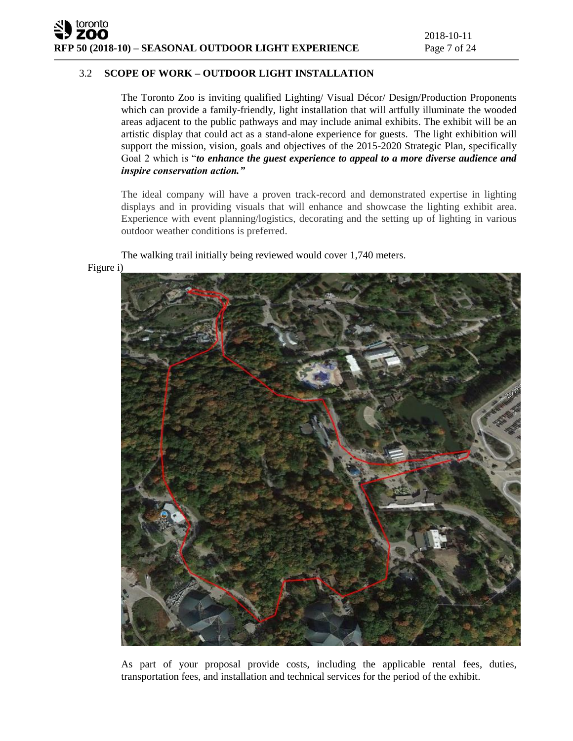### 3.2 SCOPE OF WORK – OUTDOOR LIGHT INSTALLATION

The Toronto Zoo is inviting qualified Lighting/ Visual Décor/ Design/Production Proponents which can provide a family-friendly, light installation that will artfully illuminate the wooded areas adjacent to the public pathways and may include animal exhibits. The exhibit will be an artistic display that could act as a stand-alone experience for guests. The light exhibition will support the mission, vision, goals and objectives of the 2015-2020 Strategic Plan, specifically Goal 2 which is "***to enhance the guest experience to appeal to a more diverse audience and inspire conservation action."***

The ideal company will have a proven track-record and demonstrated expertise in lighting displays and in providing visuals that will enhance and showcase the lighting exhibit area. Experience with event planning/logistics, decorating and the setting up of lighting in various outdoor weather conditions is preferred.

The walking trail initially being reviewed would cover 1,740 meters.

Figure i)

As part of your proposal provide costs, including the applicable rental fees, duties, transportation fees, and installation and technical services for the period of the exhibit.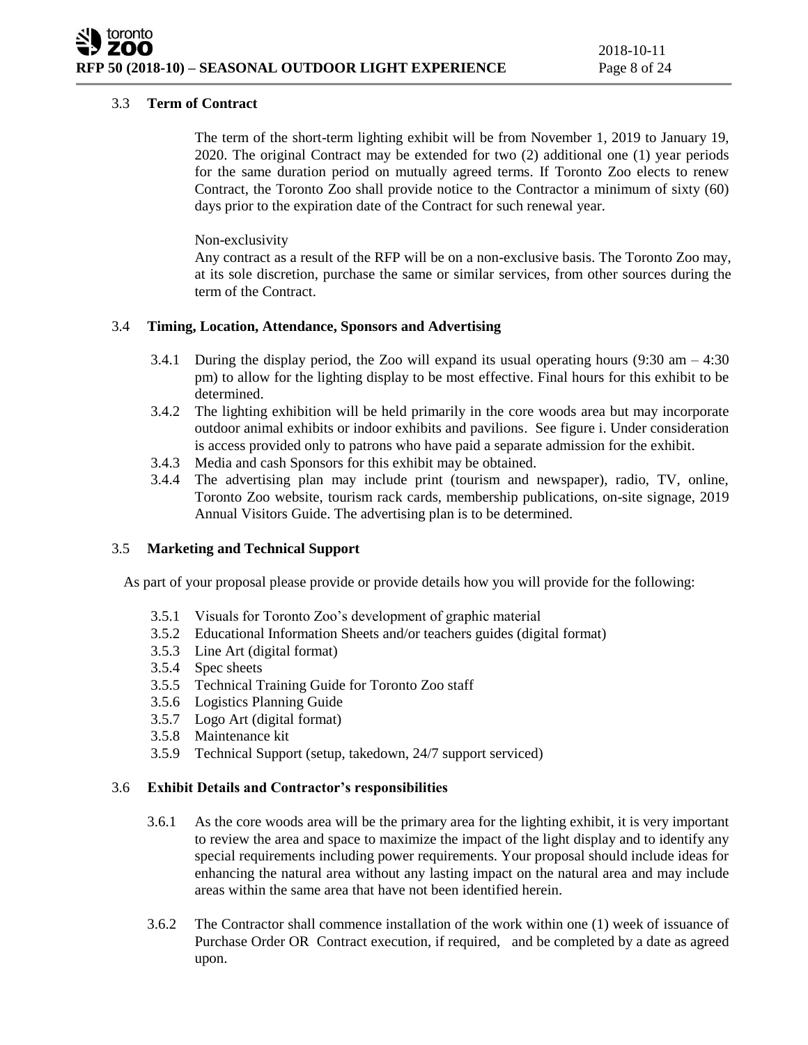### 3.3 **Term of Contract**

The term of the short-term lighting exhibit will be from November 1, 2019 to January 19, 2020. The original Contract may be extended for two (2) additional one (1) year periods for the same duration period on mutually agreed terms. If Toronto Zoo elects to renew Contract, the Toronto Zoo shall provide notice to the Contractor a minimum of sixty (60) days prior to the expiration date of the Contract for such renewal year.

Non-exclusivity

Any contract as a result of the RFP will be on a non-exclusive basis. The Toronto Zoo may, at its sole discretion, purchase the same or similar services, from other sources during the term of the Contract.

### 3.4 **Timing, Location, Attendance, Sponsors and Advertising**

3.4.1 During the display period, the Zoo will expand its usual operating hours (9:30 am – 4:30 pm) to allow for the lighting display to be most effective. Final hours for this exhibit to be determined.

3.4.2 The lighting exhibition will be held primarily in the core woods area but may incorporate outdoor animal exhibits or indoor exhibits and pavilions. See figure i. Under consideration is access provided only to patrons who have paid a separate admission for the exhibit.

3.4.3 Media and cash Sponsors for this exhibit may be obtained.

3.4.4 The advertising plan may include print (tourism and newspaper), radio, TV, online, Toronto Zoo website, tourism rack cards, membership publications, on-site signage, 2019 Annual Visitors Guide. The advertising plan is to be determined.

### 3.5 **Marketing and Technical Support**

As part of your proposal please provide or provide details how you will provide for the following:

3.5.1 Visuals for Toronto Zoo's development of graphic material
3.5.2 Educational Information Sheets and/or teachers guides (digital format)
3.5.3 Line Art (digital format)
3.5.4 Spec sheets
3.5.5 Technical Training Guide for Toronto Zoo staff
3.5.6 Logistics Planning Guide
3.5.7 Logo Art (digital format)
3.5.8 Maintenance kit
3.5.9 Technical Support (setup, takedown, 24/7 support serviced)

### 3.6 **Exhibit Details and Contractor's responsibilities**

3.6.1 As the core woods area will be the primary area for the lighting exhibit, it is very important to review the area and space to maximize the impact of the light display and to identify any special requirements including power requirements. Your proposal should include ideas for enhancing the natural area without any lasting impact on the natural area and may include areas within the same area that have not been identified herein.

3.6.2 The Contractor shall commence installation of the work within one (1) week of issuance of Purchase Order OR Contract execution, if required, and be completed by a date as agreed upon.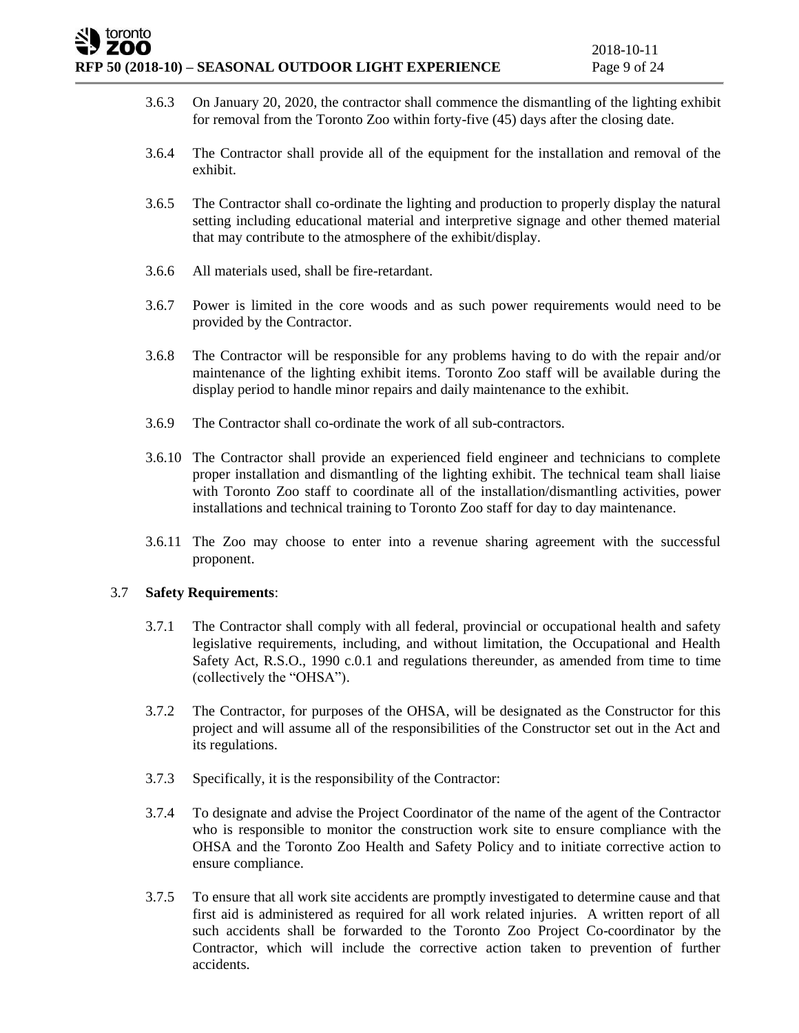3.6.3 On January 20, 2020, the contractor shall commence the dismantling of the lighting exhibit for removal from the Toronto Zoo within forty-five (45) days after the closing date.

3.6.4 The Contractor shall provide all of the equipment for the installation and removal of the exhibit.

3.6.5 The Contractor shall co-ordinate the lighting and production to properly display the natural setting including educational material and interpretive signage and other themed material that may contribute to the atmosphere of the exhibit/display.

3.6.6 All materials used, shall be fire-retardant.

3.6.7 Power is limited in the core woods and as such power requirements would need to be provided by the Contractor.

3.6.8 The Contractor will be responsible for any problems having to do with the repair and/or maintenance of the lighting exhibit items. Toronto Zoo staff will be available during the display period to handle minor repairs and daily maintenance to the exhibit.

3.6.9 The Contractor shall co-ordinate the work of all sub-contractors.

3.6.10 The Contractor shall provide an experienced field engineer and technicians to complete proper installation and dismantling of the lighting exhibit. The technical team shall liaise with Toronto Zoo staff to coordinate all of the installation/dismantling activities, power installations and technical training to Toronto Zoo staff for day to day maintenance.

3.6.11 The Zoo may choose to enter into a revenue sharing agreement with the successful proponent.

3.7 **Safety Requirements**:

3.7.1 The Contractor shall comply with all federal, provincial or occupational health and safety legislative requirements, including, and without limitation, the Occupational and Health Safety Act, R.S.O., 1990 c.0.1 and regulations thereunder, as amended from time to time (collectively the "OHSA").

3.7.2 The Contractor, for purposes of the OHSA, will be designated as the Constructor for this project and will assume all of the responsibilities of the Constructor set out in the Act and its regulations.

3.7.3 Specifically, it is the responsibility of the Contractor:

3.7.4 To designate and advise the Project Coordinator of the name of the agent of the Contractor who is responsible to monitor the construction work site to ensure compliance with the OHSA and the Toronto Zoo Health and Safety Policy and to initiate corrective action to ensure compliance.

3.7.5 To ensure that all work site accidents are promptly investigated to determine cause and that first aid is administered as required for all work related injuries. A written report of all such accidents shall be forwarded to the Toronto Zoo Project Co-coordinator by the Contractor, which will include the corrective action taken to prevention of further accidents.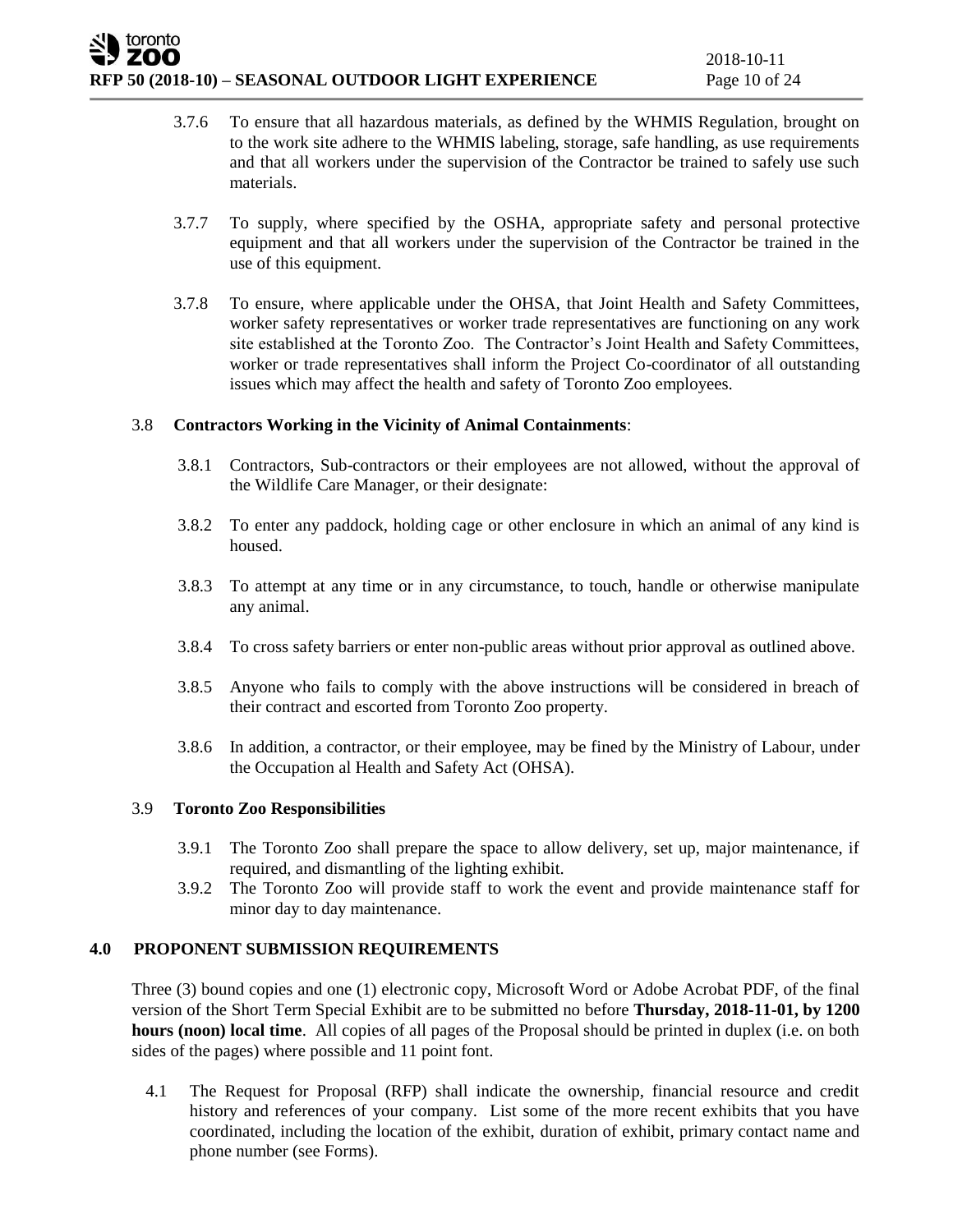3.7.6 To ensure that all hazardous materials, as defined by the WHMIS Regulation, brought on to the work site adhere to the WHMIS labeling, storage, safe handling, as use requirements and that all workers under the supervision of the Contractor be trained to safely use such materials.

3.7.7 To supply, where specified by the OSHA, appropriate safety and personal protective equipment and that all workers under the supervision of the Contractor be trained in the use of this equipment.

3.7.8 To ensure, where applicable under the OHSA, that Joint Health and Safety Committees, worker safety representatives or worker trade representatives are functioning on any work site established at the Toronto Zoo. The Contractor's Joint Health and Safety Committees, worker or trade representatives shall inform the Project Co-coordinator of all outstanding issues which may affect the health and safety of Toronto Zoo employees.

### 3.8 Contractors Working in the Vicinity of Animal Containments:

3.8.1 Contractors, Sub-contractors or their employees are not allowed, without the approval of the Wildlife Care Manager, or their designate:

3.8.2 To enter any paddock, holding cage or other enclosure in which an animal of any kind is housed.

3.8.3 To attempt at any time or in any circumstance, to touch, handle or otherwise manipulate any animal.

3.8.4 To cross safety barriers or enter non-public areas without prior approval as outlined above.

3.8.5 Anyone who fails to comply with the above instructions will be considered in breach of their contract and escorted from Toronto Zoo property.

3.8.6 In addition, a contractor, or their employee, may be fined by the Ministry of Labour, under the Occupation al Health and Safety Act (OHSA).

### 3.9 Toronto Zoo Responsibilities

3.9.1 The Toronto Zoo shall prepare the space to allow delivery, set up, major maintenance, if required, and dismantling of the lighting exhibit.

3.9.2 The Toronto Zoo will provide staff to work the event and provide maintenance staff for minor day to day maintenance.

## 4.0 PROPONENT SUBMISSION REQUIREMENTS

Three (3) bound copies and one (1) electronic copy, Microsoft Word or Adobe Acrobat PDF, of the final version of the Short Term Special Exhibit are to be submitted no before **Thursday, 2018-11-01, by 1200 hours (noon) local time**. All copies of all pages of the Proposal should be printed in duplex (i.e. on both sides of the pages) where possible and 11 point font.

4.1 The Request for Proposal (RFP) shall indicate the ownership, financial resource and credit history and references of your company. List some of the more recent exhibits that you have coordinated, including the location of the exhibit, duration of exhibit, primary contact name and phone number (see Forms).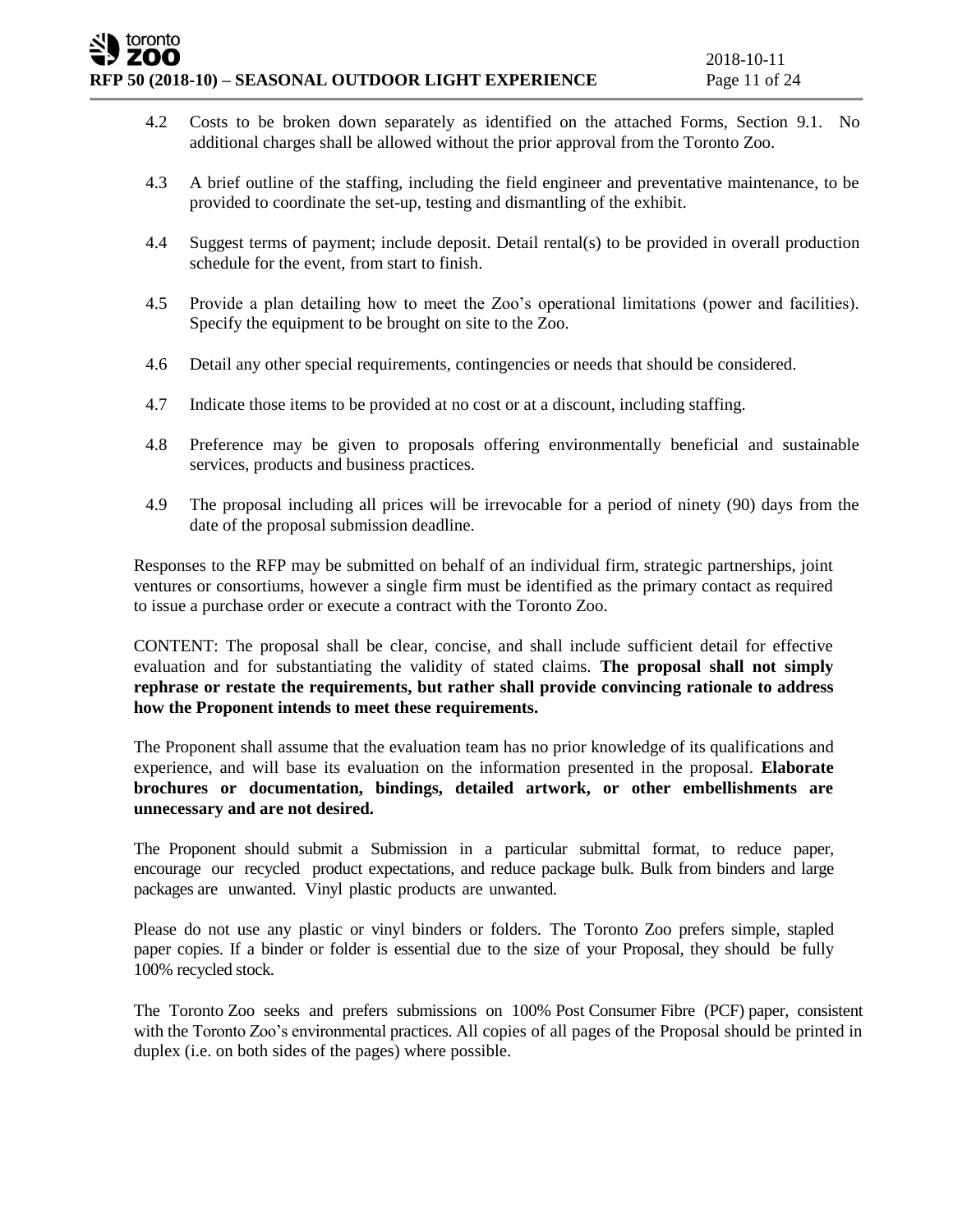4.2 Costs to be broken down separately as identified on the attached Forms, Section 9.1. No additional charges shall be allowed without the prior approval from the Toronto Zoo.

4.3 A brief outline of the staffing, including the field engineer and preventative maintenance, to be provided to coordinate the set-up, testing and dismantling of the exhibit.

4.4 Suggest terms of payment; include deposit. Detail rental(s) to be provided in overall production schedule for the event, from start to finish.

4.5 Provide a plan detailing how to meet the Zoo's operational limitations (power and facilities). Specify the equipment to be brought on site to the Zoo.

4.6 Detail any other special requirements, contingencies or needs that should be considered.

4.7 Indicate those items to be provided at no cost or at a discount, including staffing.

4.8 Preference may be given to proposals offering environmentally beneficial and sustainable services, products and business practices.

4.9 The proposal including all prices will be irrevocable for a period of ninety (90) days from the date of the proposal submission deadline.

Responses to the RFP may be submitted on behalf of an individual firm, strategic partnerships, joint ventures or consortiums, however a single firm must be identified as the primary contact as required to issue a purchase order or execute a contract with the Toronto Zoo.

CONTENT: The proposal shall be clear, concise, and shall include sufficient detail for effective evaluation and for substantiating the validity of stated claims. **The proposal shall not simply rephrase or restate the requirements, but rather shall provide convincing rationale to address how the Proponent intends to meet these requirements.**

The Proponent shall assume that the evaluation team has no prior knowledge of its qualifications and experience, and will base its evaluation on the information presented in the proposal. **Elaborate brochures or documentation, bindings, detailed artwork, or other embellishments are unnecessary and are not desired.**

The Proponent should submit a Submission in a particular submittal format, to reduce paper, encourage our recycled product expectations, and reduce package bulk. Bulk from binders and large packages are unwanted. Vinyl plastic products are unwanted.

Please do not use any plastic or vinyl binders or folders. The Toronto Zoo prefers simple, stapled paper copies. If a binder or folder is essential due to the size of your Proposal, they should be fully 100% recycled stock.

The Toronto Zoo seeks and prefers submissions on 100% Post Consumer Fibre (PCF) paper, consistent with the Toronto Zoo's environmental practices. All copies of all pages of the Proposal should be printed in duplex (i.e. on both sides of the pages) where possible.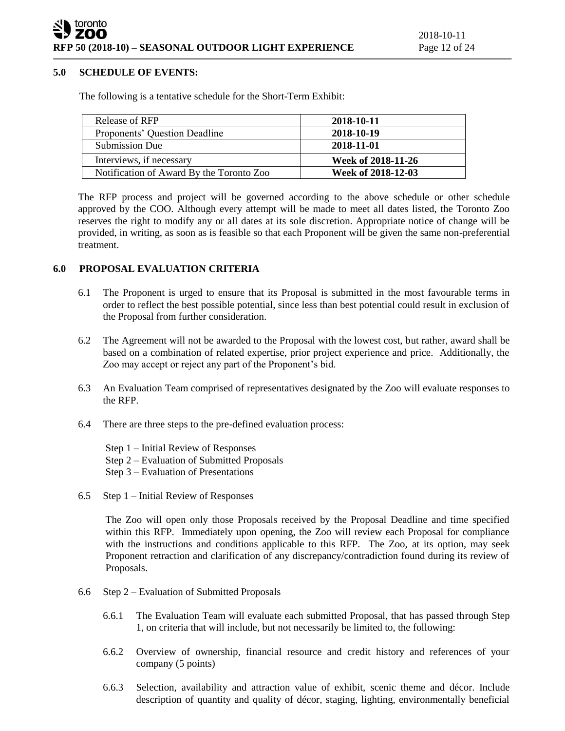## 5.0 SCHEDULE OF EVENTS:

The following is a tentative schedule for the Short-Term Exhibit:

| | |
|---|---|
| Release of RFP | **2018-10-11** |
| Proponents' Question Deadline | **2018-10-19** |
| Submission Due | **2018-11-01** |
| Interviews, if necessary | **Week of 2018-11-26** |
| Notification of Award By the Toronto Zoo | **Week of 2018-12-03** |

The RFP process and project will be governed according to the above schedule or other schedule approved by the COO. Although every attempt will be made to meet all dates listed, the Toronto Zoo reserves the right to modify any or all dates at its sole discretion. Appropriate notice of change will be provided, in writing, as soon as is feasible so that each Proponent will be given the same non-preferential treatment.

## 6.0 PROPOSAL EVALUATION CRITERIA

6.1 The Proponent is urged to ensure that its Proposal is submitted in the most favourable terms in order to reflect the best possible potential, since less than best potential could result in exclusion of the Proposal from further consideration.

6.2 The Agreement will not be awarded to the Proposal with the lowest cost, but rather, award shall be based on a combination of related expertise, prior project experience and price. Additionally, the Zoo may accept or reject any part of the Proponent's bid.

6.3 An Evaluation Team comprised of representatives designated by the Zoo will evaluate responses to the RFP.

6.4 There are three steps to the pre-defined evaluation process:

Step 1 – Initial Review of Responses
Step 2 – Evaluation of Submitted Proposals
Step 3 – Evaluation of Presentations

6.5 Step 1 – Initial Review of Responses

The Zoo will open only those Proposals received by the Proposal Deadline and time specified within this RFP. Immediately upon opening, the Zoo will review each Proposal for compliance with the instructions and conditions applicable to this RFP. The Zoo, at its option, may seek Proponent retraction and clarification of any discrepancy/contradiction found during its review of Proposals.

6.6 Step 2 – Evaluation of Submitted Proposals

6.6.1 The Evaluation Team will evaluate each submitted Proposal, that has passed through Step 1, on criteria that will include, but not necessarily be limited to, the following:

6.6.2 Overview of ownership, financial resource and credit history and references of your company (5 points)

6.6.3 Selection, availability and attraction value of exhibit, scenic theme and décor. Include description of quantity and quality of décor, staging, lighting, environmentally beneficial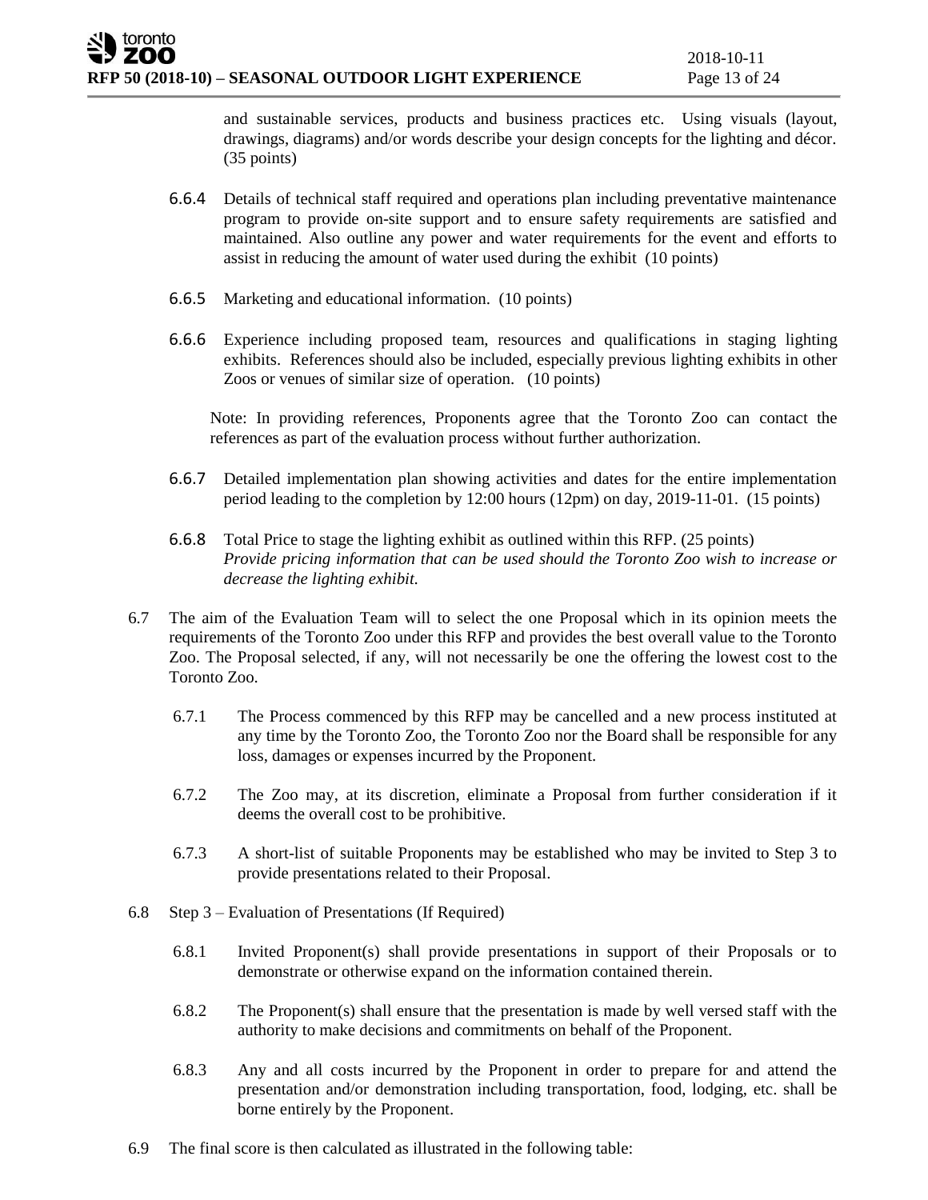and sustainable services, products and business practices etc. Using visuals (layout, drawings, diagrams) and/or words describe your design concepts for the lighting and décor. (35 points)

6.6.4 Details of technical staff required and operations plan including preventative maintenance program to provide on-site support and to ensure safety requirements are satisfied and maintained. Also outline any power and water requirements for the event and efforts to assist in reducing the amount of water used during the exhibit (10 points)

6.6.5 Marketing and educational information. (10 points)

6.6.6 Experience including proposed team, resources and qualifications in staging lighting exhibits. References should also be included, especially previous lighting exhibits in other Zoos or venues of similar size of operation. (10 points)

Note: In providing references, Proponents agree that the Toronto Zoo can contact the references as part of the evaluation process without further authorization.

6.6.7 Detailed implementation plan showing activities and dates for the entire implementation period leading to the completion by 12:00 hours (12pm) on day, 2019-11-01. (15 points)

6.6.8 Total Price to stage the lighting exhibit as outlined within this RFP. (25 points)
*Provide pricing information that can be used should the Toronto Zoo wish to increase or decrease the lighting exhibit.*

6.7 The aim of the Evaluation Team will to select the one Proposal which in its opinion meets the requirements of the Toronto Zoo under this RFP and provides the best overall value to the Toronto Zoo. The Proposal selected, if any, will not necessarily be one the offering the lowest cost to the Toronto Zoo.

6.7.1 The Process commenced by this RFP may be cancelled and a new process instituted at any time by the Toronto Zoo, the Toronto Zoo nor the Board shall be responsible for any loss, damages or expenses incurred by the Proponent.

6.7.2 The Zoo may, at its discretion, eliminate a Proposal from further consideration if it deems the overall cost to be prohibitive.

6.7.3 A short-list of suitable Proponents may be established who may be invited to Step 3 to provide presentations related to their Proposal.

6.8 Step 3 – Evaluation of Presentations (If Required)

6.8.1 Invited Proponent(s) shall provide presentations in support of their Proposals or to demonstrate or otherwise expand on the information contained therein.

6.8.2 The Proponent(s) shall ensure that the presentation is made by well versed staff with the authority to make decisions and commitments on behalf of the Proponent.

6.8.3 Any and all costs incurred by the Proponent in order to prepare for and attend the presentation and/or demonstration including transportation, food, lodging, etc. shall be borne entirely by the Proponent.

6.9 The final score is then calculated as illustrated in the following table: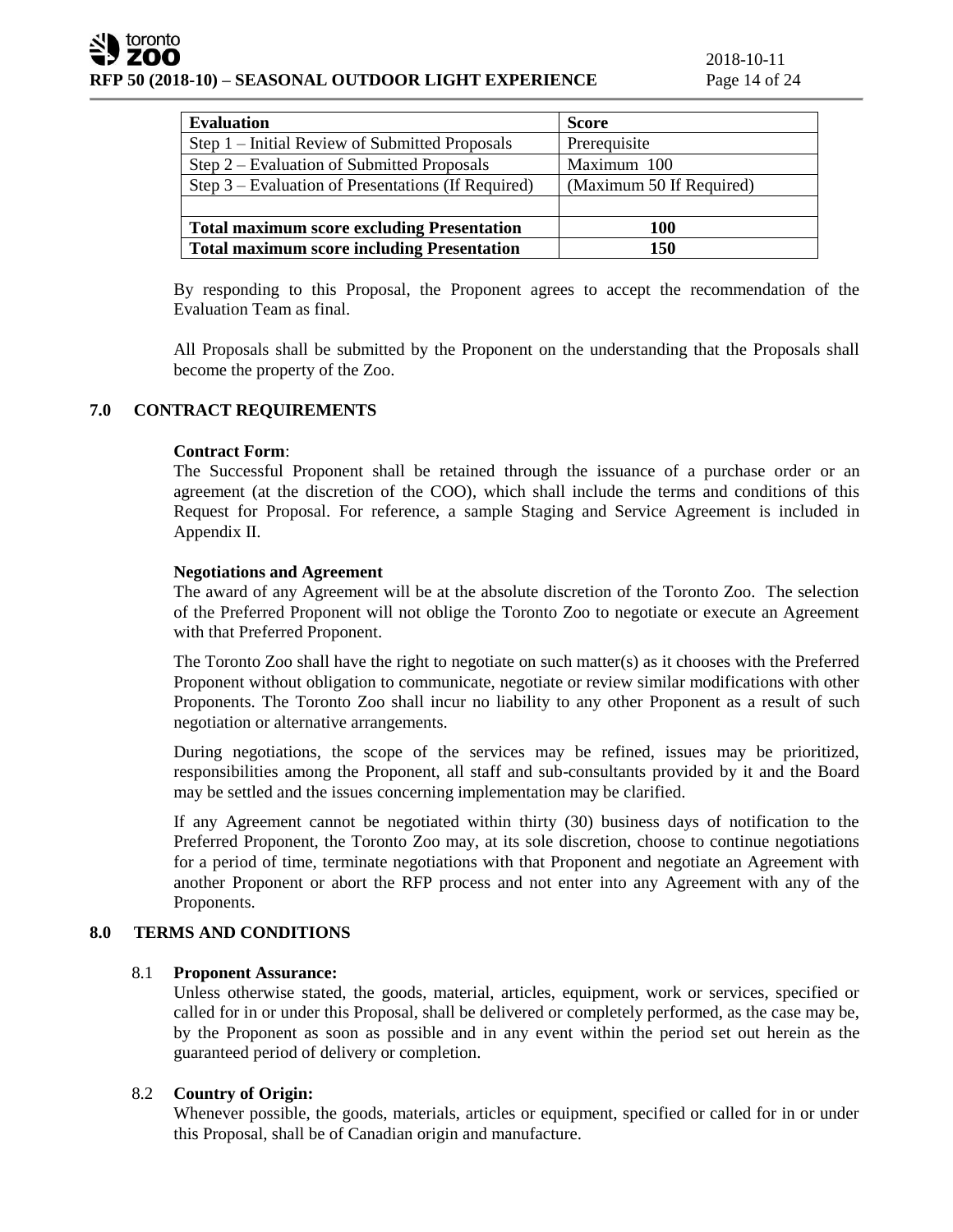| Evaluation | Score |
|---|---|
| Step 1 – Initial Review of Submitted Proposals | Prerequisite |
| Step 2 – Evaluation of Submitted Proposals | Maximum 100 |
| Step 3 – Evaluation of Presentations (If Required) | (Maximum 50 If Required) |
| | |
| **Total maximum score excluding Presentation** | **100** |
| **Total maximum score including Presentation** | **150** |

By responding to this Proposal, the Proponent agrees to accept the recommendation of the Evaluation Team as final.

All Proposals shall be submitted by the Proponent on the understanding that the Proposals shall become the property of the Zoo.

## 7.0 CONTRACT REQUIREMENTS

**Contract Form**:
The Successful Proponent shall be retained through the issuance of a purchase order or an agreement (at the discretion of the COO), which shall include the terms and conditions of this Request for Proposal. For reference, a sample Staging and Service Agreement is included in Appendix II.

**Negotiations and Agreement**
The award of any Agreement will be at the absolute discretion of the Toronto Zoo. The selection of the Preferred Proponent will not oblige the Toronto Zoo to negotiate or execute an Agreement with that Preferred Proponent.

The Toronto Zoo shall have the right to negotiate on such matter(s) as it chooses with the Preferred Proponent without obligation to communicate, negotiate or review similar modifications with other Proponents. The Toronto Zoo shall incur no liability to any other Proponent as a result of such negotiation or alternative arrangements.

During negotiations, the scope of the services may be refined, issues may be prioritized, responsibilities among the Proponent, all staff and sub-consultants provided by it and the Board may be settled and the issues concerning implementation may be clarified.

If any Agreement cannot be negotiated within thirty (30) business days of notification to the Preferred Proponent, the Toronto Zoo may, at its sole discretion, choose to continue negotiations for a period of time, terminate negotiations with that Proponent and negotiate an Agreement with another Proponent or abort the RFP process and not enter into any Agreement with any of the Proponents.

## 8.0 TERMS AND CONDITIONS

### 8.1 Proponent Assurance:

Unless otherwise stated, the goods, material, articles, equipment, work or services, specified or called for in or under this Proposal, shall be delivered or completely performed, as the case may be, by the Proponent as soon as possible and in any event within the period set out herein as the guaranteed period of delivery or completion.

### 8.2 Country of Origin:

Whenever possible, the goods, materials, articles or equipment, specified or called for in or under this Proposal, shall be of Canadian origin and manufacture.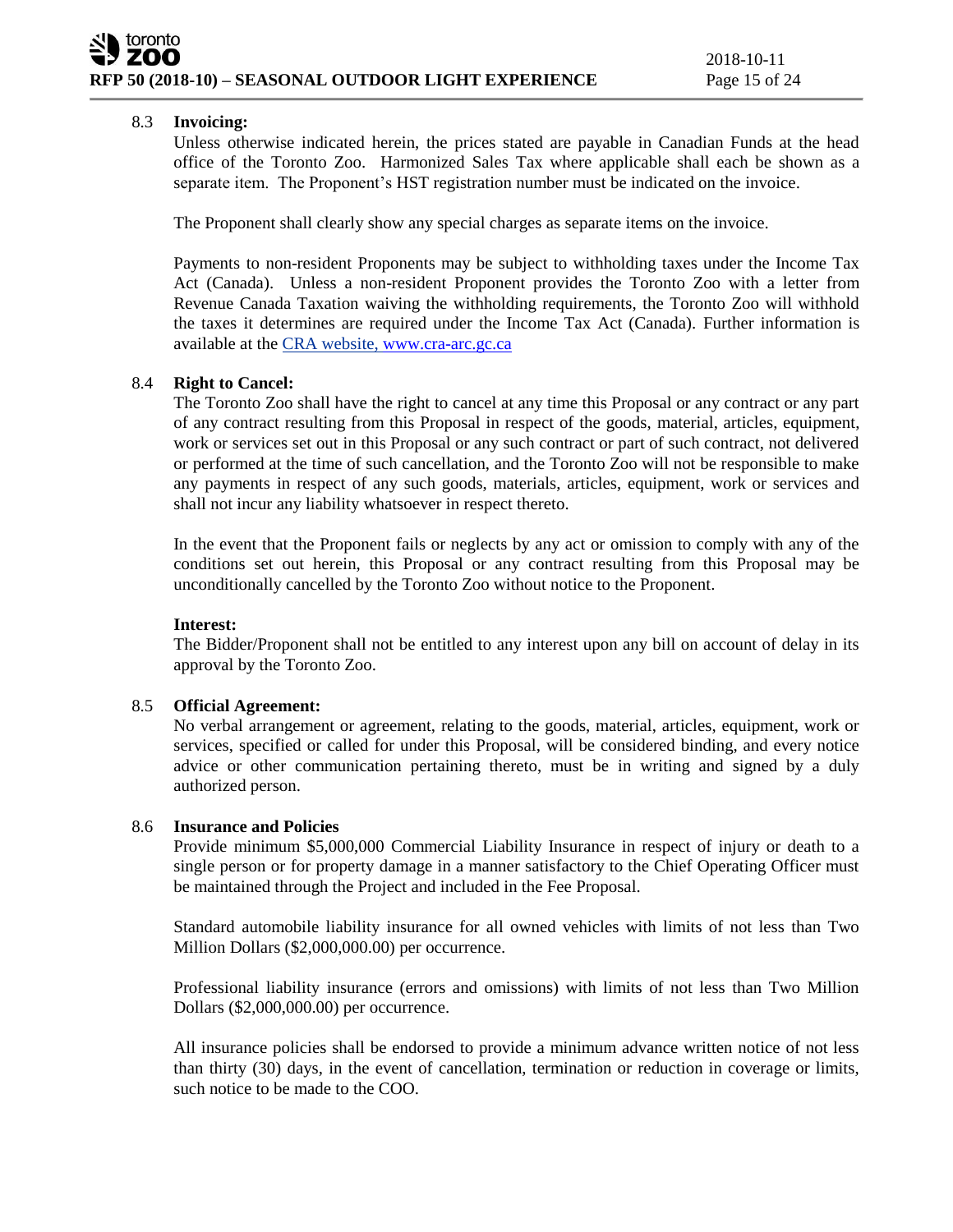### 8.3 Invoicing:

Unless otherwise indicated herein, the prices stated are payable in Canadian Funds at the head office of the Toronto Zoo. Harmonized Sales Tax where applicable shall each be shown as a separate item. The Proponent's HST registration number must be indicated on the invoice.

The Proponent shall clearly show any special charges as separate items on the invoice.

Payments to non-resident Proponents may be subject to withholding taxes under the Income Tax Act (Canada). Unless a non-resident Proponent provides the Toronto Zoo with a letter from Revenue Canada Taxation waiving the withholding requirements, the Toronto Zoo will withhold the taxes it determines are required under the Income Tax Act (Canada). Further information is available at the [CRA website, www.cra-arc.gc.ca](http://www.cra-arc.gc.ca)

### 8.4 Right to Cancel:

The Toronto Zoo shall have the right to cancel at any time this Proposal or any contract or any part of any contract resulting from this Proposal in respect of the goods, material, articles, equipment, work or services set out in this Proposal or any such contract or part of such contract, not delivered or performed at the time of such cancellation, and the Toronto Zoo will not be responsible to make any payments in respect of any such goods, materials, articles, equipment, work or services and shall not incur any liability whatsoever in respect thereto.

In the event that the Proponent fails or neglects by any act or omission to comply with any of the conditions set out herein, this Proposal or any contract resulting from this Proposal may be unconditionally cancelled by the Toronto Zoo without notice to the Proponent.

**Interest:**

The Bidder/Proponent shall not be entitled to any interest upon any bill on account of delay in its approval by the Toronto Zoo.

### 8.5 Official Agreement:

No verbal arrangement or agreement, relating to the goods, material, articles, equipment, work or services, specified or called for under this Proposal, will be considered binding, and every notice advice or other communication pertaining thereto, must be in writing and signed by a duly authorized person.

### 8.6 Insurance and Policies

Provide minimum $5,000,000 Commercial Liability Insurance in respect of injury or death to a single person or for property damage in a manner satisfactory to the Chief Operating Officer must be maintained through the Project and included in the Fee Proposal.

Standard automobile liability insurance for all owned vehicles with limits of not less than Two Million Dollars ($2,000,000.00) per occurrence.

Professional liability insurance (errors and omissions) with limits of not less than Two Million Dollars ($2,000,000.00) per occurrence.

All insurance policies shall be endorsed to provide a minimum advance written notice of not less than thirty (30) days, in the event of cancellation, termination or reduction in coverage or limits, such notice to be made to the COO.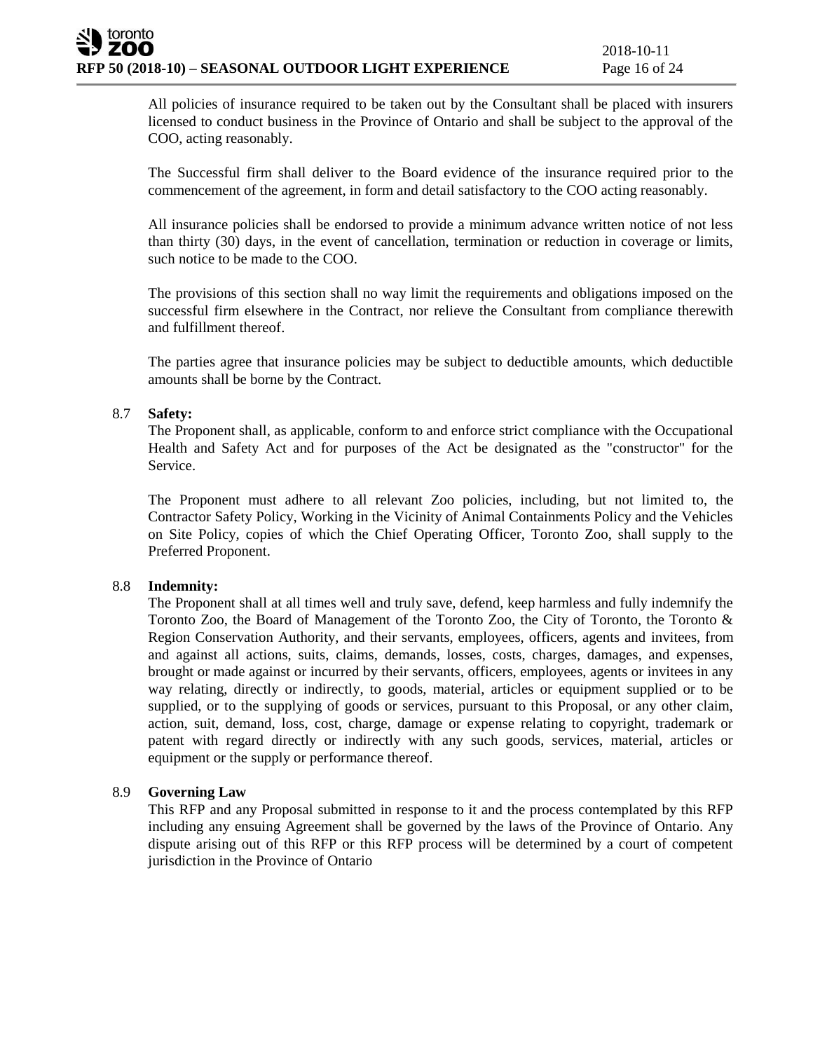All policies of insurance required to be taken out by the Consultant shall be placed with insurers licensed to conduct business in the Province of Ontario and shall be subject to the approval of the COO, acting reasonably.

The Successful firm shall deliver to the Board evidence of the insurance required prior to the commencement of the agreement, in form and detail satisfactory to the COO acting reasonably.

All insurance policies shall be endorsed to provide a minimum advance written notice of not less than thirty (30) days, in the event of cancellation, termination or reduction in coverage or limits, such notice to be made to the COO.

The provisions of this section shall no way limit the requirements and obligations imposed on the successful firm elsewhere in the Contract, nor relieve the Consultant from compliance therewith and fulfillment thereof.

The parties agree that insurance policies may be subject to deductible amounts, which deductible amounts shall be borne by the Contract.

8.7 **Safety:**

The Proponent shall, as applicable, conform to and enforce strict compliance with the Occupational Health and Safety Act and for purposes of the Act be designated as the "constructor" for the Service.

The Proponent must adhere to all relevant Zoo policies, including, but not limited to, the Contractor Safety Policy, Working in the Vicinity of Animal Containments Policy and the Vehicles on Site Policy, copies of which the Chief Operating Officer, Toronto Zoo, shall supply to the Preferred Proponent.

8.8 **Indemnity:**

The Proponent shall at all times well and truly save, defend, keep harmless and fully indemnify the Toronto Zoo, the Board of Management of the Toronto Zoo, the City of Toronto, the Toronto & Region Conservation Authority, and their servants, employees, officers, agents and invitees, from and against all actions, suits, claims, demands, losses, costs, charges, damages, and expenses, brought or made against or incurred by their servants, officers, employees, agents or invitees in any way relating, directly or indirectly, to goods, material, articles or equipment supplied or to be supplied, or to the supplying of goods or services, pursuant to this Proposal, or any other claim, action, suit, demand, loss, cost, charge, damage or expense relating to copyright, trademark or patent with regard directly or indirectly with any such goods, services, material, articles or equipment or the supply or performance thereof.

8.9 **Governing Law**

This RFP and any Proposal submitted in response to it and the process contemplated by this RFP including any ensuing Agreement shall be governed by the laws of the Province of Ontario. Any dispute arising out of this RFP or this RFP process will be determined by a court of competent jurisdiction in the Province of Ontario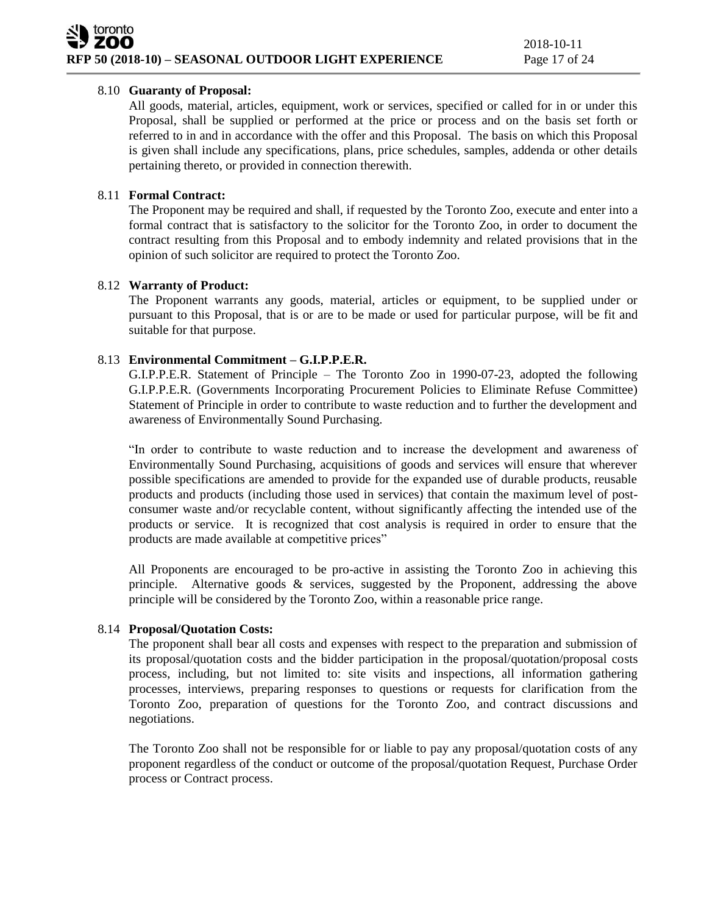### 8.10 **Guaranty of Proposal:**

All goods, material, articles, equipment, work or services, specified or called for in or under this Proposal, shall be supplied or performed at the price or process and on the basis set forth or referred to in and in accordance with the offer and this Proposal. The basis on which this Proposal is given shall include any specifications, plans, price schedules, samples, addenda or other details pertaining thereto, or provided in connection therewith.

### 8.11 **Formal Contract:**

The Proponent may be required and shall, if requested by the Toronto Zoo, execute and enter into a formal contract that is satisfactory to the solicitor for the Toronto Zoo, in order to document the contract resulting from this Proposal and to embody indemnity and related provisions that in the opinion of such solicitor are required to protect the Toronto Zoo.

### 8.12 **Warranty of Product:**

The Proponent warrants any goods, material, articles or equipment, to be supplied under or pursuant to this Proposal, that is or are to be made or used for particular purpose, will be fit and suitable for that purpose.

### 8.13 **Environmental Commitment – G.I.P.P.E.R.**

G.I.P.P.E.R. Statement of Principle – The Toronto Zoo in 1990-07-23, adopted the following G.I.P.P.E.R. (Governments Incorporating Procurement Policies to Eliminate Refuse Committee) Statement of Principle in order to contribute to waste reduction and to further the development and awareness of Environmentally Sound Purchasing.

"In order to contribute to waste reduction and to increase the development and awareness of Environmentally Sound Purchasing, acquisitions of goods and services will ensure that wherever possible specifications are amended to provide for the expanded use of durable products, reusable products and products (including those used in services) that contain the maximum level of post-consumer waste and/or recyclable content, without significantly affecting the intended use of the products or service. It is recognized that cost analysis is required in order to ensure that the products are made available at competitive prices"

All Proponents are encouraged to be pro-active in assisting the Toronto Zoo in achieving this principle. Alternative goods & services, suggested by the Proponent, addressing the above principle will be considered by the Toronto Zoo, within a reasonable price range.

### 8.14 **Proposal/Quotation Costs:**

The proponent shall bear all costs and expenses with respect to the preparation and submission of its proposal/quotation costs and the bidder participation in the proposal/quotation/proposal costs process, including, but not limited to: site visits and inspections, all information gathering processes, interviews, preparing responses to questions or requests for clarification from the Toronto Zoo, preparation of questions for the Toronto Zoo, and contract discussions and negotiations.

The Toronto Zoo shall not be responsible for or liable to pay any proposal/quotation costs of any proponent regardless of the conduct or outcome of the proposal/quotation Request, Purchase Order process or Contract process.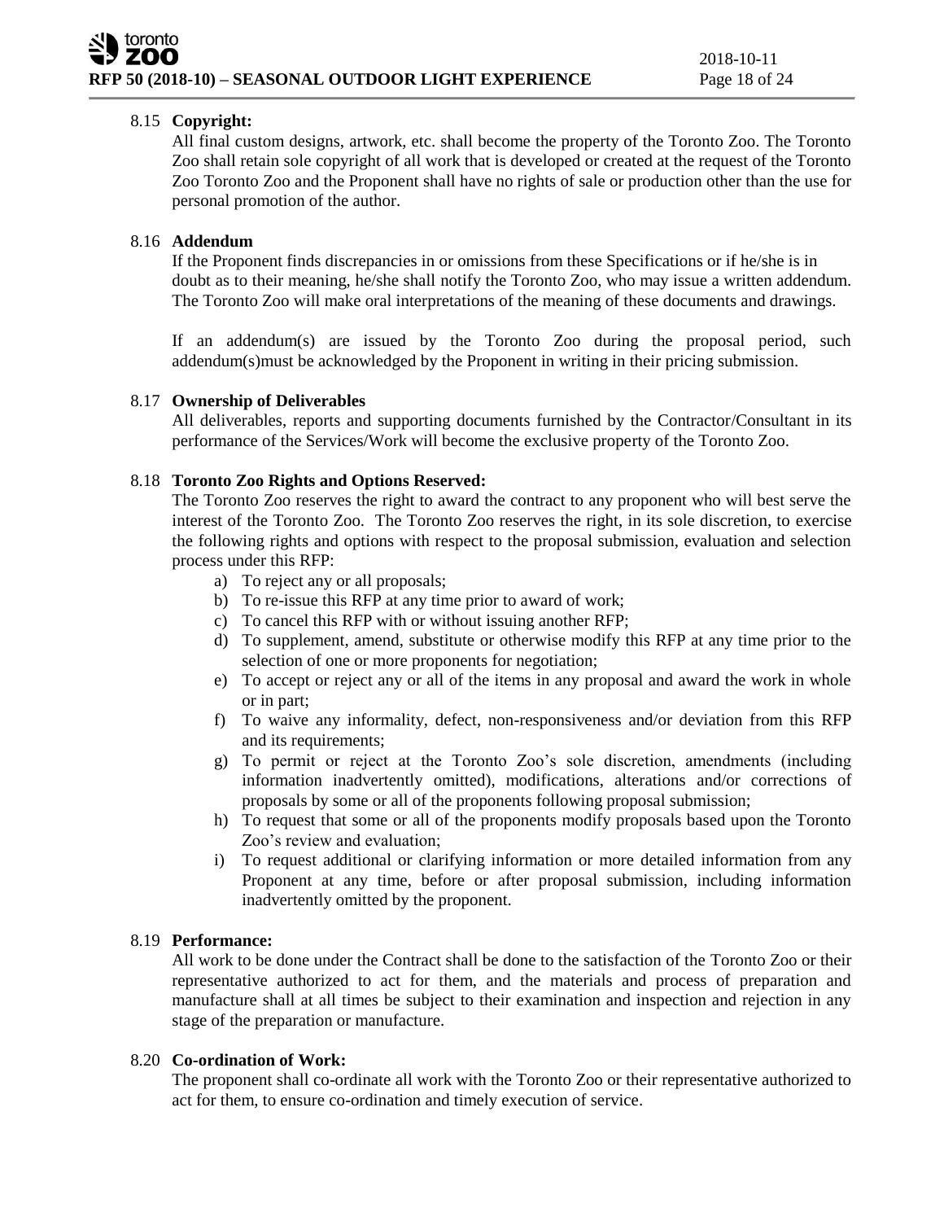### 8.15 **Copyright:**

All final custom designs, artwork, etc. shall become the property of the Toronto Zoo. The Toronto Zoo shall retain sole copyright of all work that is developed or created at the request of the Toronto Zoo Toronto Zoo and the Proponent shall have no rights of sale or production other than the use for personal promotion of the author.

### 8.16 **Addendum**

If the Proponent finds discrepancies in or omissions from these Specifications or if he/she is in doubt as to their meaning, he/she shall notify the Toronto Zoo, who may issue a written addendum. The Toronto Zoo will make oral interpretations of the meaning of these documents and drawings.

If an addendum(s) are issued by the Toronto Zoo during the proposal period, such addendum(s)must be acknowledged by the Proponent in writing in their pricing submission.

### 8.17 **Ownership of Deliverables**

All deliverables, reports and supporting documents furnished by the Contractor/Consultant in its performance of the Services/Work will become the exclusive property of the Toronto Zoo.

### 8.18 **Toronto Zoo Rights and Options Reserved:**

The Toronto Zoo reserves the right to award the contract to any proponent who will best serve the interest of the Toronto Zoo. The Toronto Zoo reserves the right, in its sole discretion, to exercise the following rights and options with respect to the proposal submission, evaluation and selection process under this RFP:

a) To reject any or all proposals;
b) To re-issue this RFP at any time prior to award of work;
c) To cancel this RFP with or without issuing another RFP;
d) To supplement, amend, substitute or otherwise modify this RFP at any time prior to the selection of one or more proponents for negotiation;
e) To accept or reject any or all of the items in any proposal and award the work in whole or in part;
f) To waive any informality, defect, non-responsiveness and/or deviation from this RFP and its requirements;
g) To permit or reject at the Toronto Zoo's sole discretion, amendments (including information inadvertently omitted), modifications, alterations and/or corrections of proposals by some or all of the proponents following proposal submission;
h) To request that some or all of the proponents modify proposals based upon the Toronto Zoo's review and evaluation;
i) To request additional or clarifying information or more detailed information from any Proponent at any time, before or after proposal submission, including information inadvertently omitted by the proponent.

### 8.19 **Performance:**

All work to be done under the Contract shall be done to the satisfaction of the Toronto Zoo or their representative authorized to act for them, and the materials and process of preparation and manufacture shall at all times be subject to their examination and inspection and rejection in any stage of the preparation or manufacture.

### 8.20 **Co-ordination of Work:**

The proponent shall co-ordinate all work with the Toronto Zoo or their representative authorized to act for them, to ensure co-ordination and timely execution of service.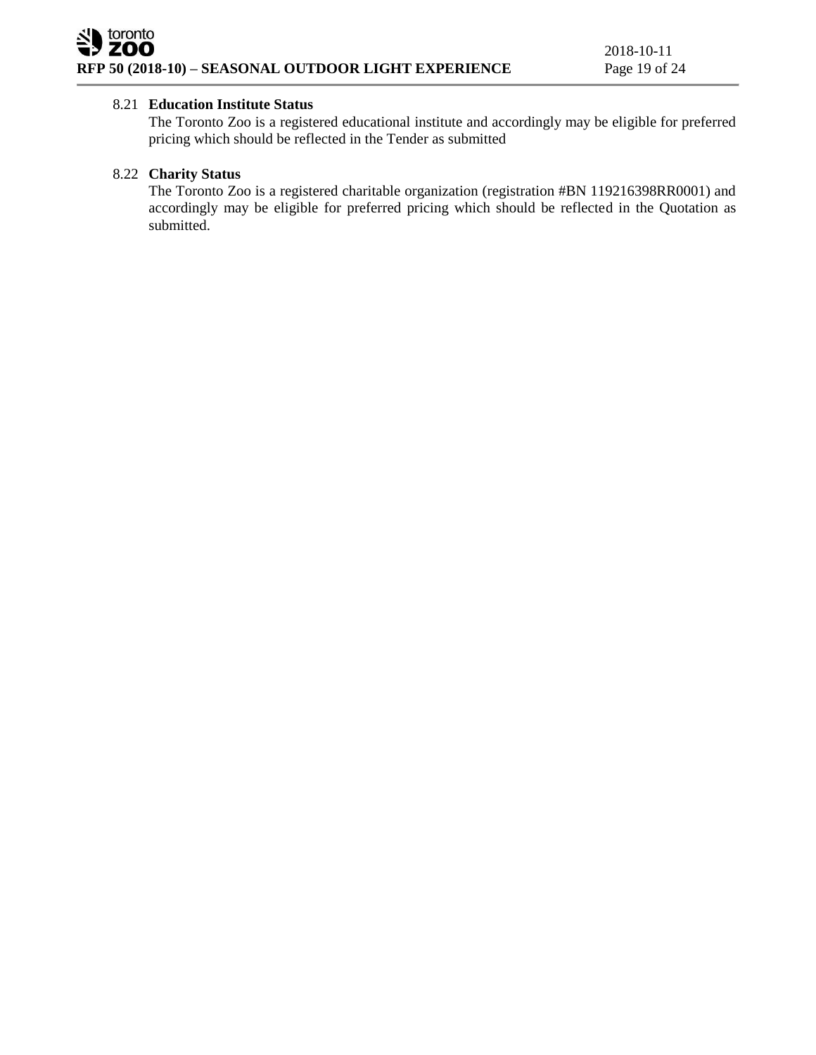8.21 **Education Institute Status**

The Toronto Zoo is a registered educational institute and accordingly may be eligible for preferred pricing which should be reflected in the Tender as submitted

8.22 **Charity Status**

The Toronto Zoo is a registered charitable organization (registration #BN 119216398RR0001) and accordingly may be eligible for preferred pricing which should be reflected in the Quotation as submitted.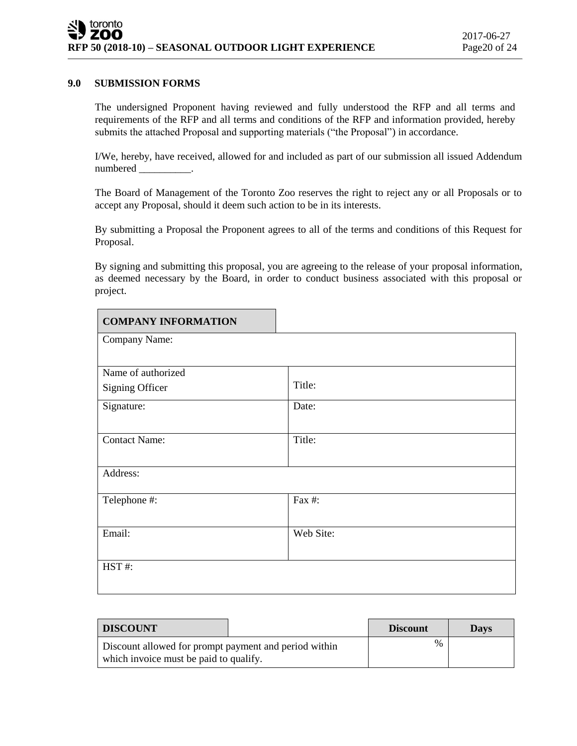## 9.0 SUBMISSION FORMS

The undersigned Proponent having reviewed and fully understood the RFP and all terms and requirements of the RFP and all terms and conditions of the RFP and information provided, hereby submits the attached Proposal and supporting materials ("the Proposal") in accordance.

I/We, hereby, have received, allowed for and included as part of our submission all issued Addendum numbered __________.

The Board of Management of the Toronto Zoo reserves the right to reject any or all Proposals or to accept any Proposal, should it deem such action to be in its interests.

By submitting a Proposal the Proponent agrees to all of the terms and conditions of this Request for Proposal.

By signing and submitting this proposal, you are agreeing to the release of your proposal information, as deemed necessary by the Board, in order to conduct business associated with this proposal or project.

| **COMPANY INFORMATION** | |
|---|---|
| Company Name: | |
| Name of authorized Signing Officer | Title: |
| Signature: | Date: |
| Contact Name: | Title: |
| Address: | |
| Telephone #: | Fax #: |
| Email: | Web Site: |
| HST #: | |

| **DISCOUNT** | | **Discount** | **Days** |
|---|---|---|---|
| Discount allowed for prompt payment and period within which invoice must be paid to qualify. | | % | |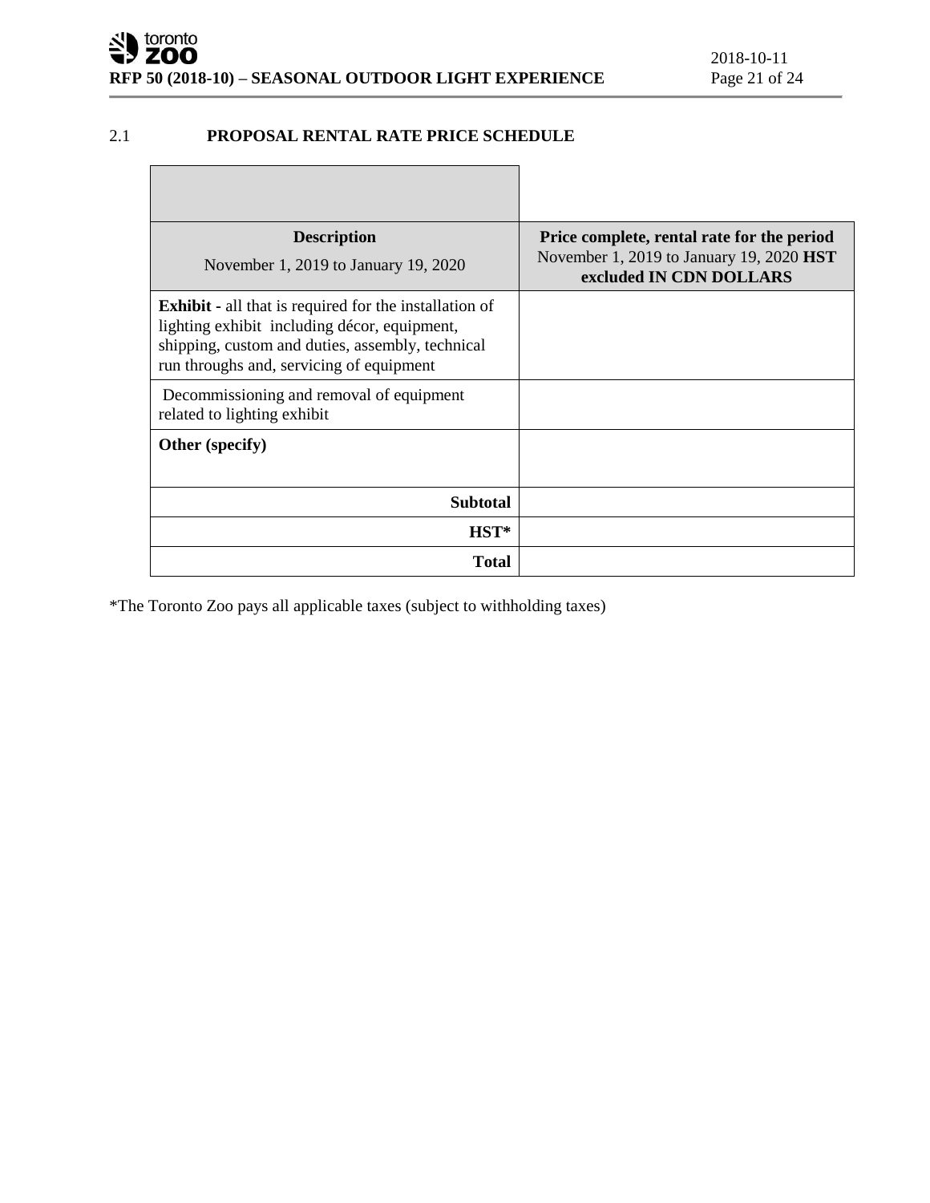## 2.1 PROPOSAL RENTAL RATE PRICE SCHEDULE

| **Description**<br>November 1, 2019 to January 19, 2020 | **Price complete, rental rate for the period** November 1, 2019 to January 19, 2020 **HST excluded IN CDN DOLLARS** |
|---|---|
| **Exhibit -** all that is required for the installation of lighting exhibit including décor, equipment, shipping, custom and duties, assembly, technical run throughs and, servicing of equipment | |
| Decommissioning and removal of equipment related to lighting exhibit | |
| **Other (specify)** | |
| **Subtotal** | |
| **HST*** | |
| **Total** | |

*The Toronto Zoo pays all applicable taxes (subject to withholding taxes)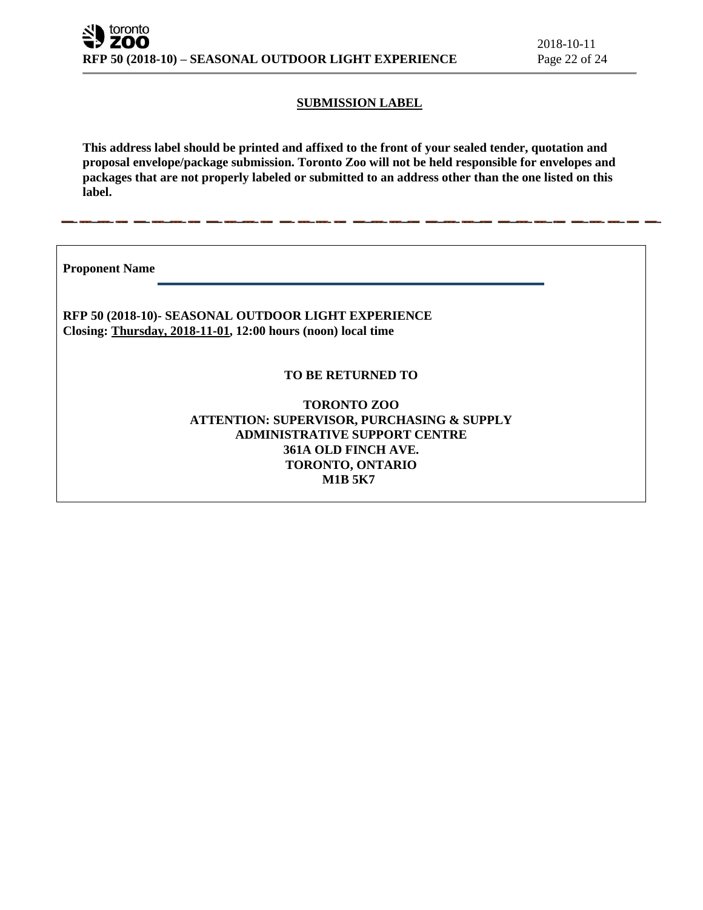## SUBMISSION LABEL

**This address label should be printed and affixed to the front of your sealed tender, quotation and proposal envelope/package submission. Toronto Zoo will not be held responsible for envelopes and packages that are not properly labeled or submitted to an address other than the one listed on this label.**

---

**Proponent Name** ______________________________________________

**RFP 50 (2018-10)- SEASONAL OUTDOOR LIGHT EXPERIENCE**
**Closing: Thursday, 2018-11-01, 12:00 hours (noon) local time**

**TO BE RETURNED TO**

**TORONTO ZOO**
**ATTENTION: SUPERVISOR, PURCHASING & SUPPLY**
**ADMINISTRATIVE SUPPORT CENTRE**
**361A OLD FINCH AVE.**
**TORONTO, ONTARIO**
**M1B 5K7**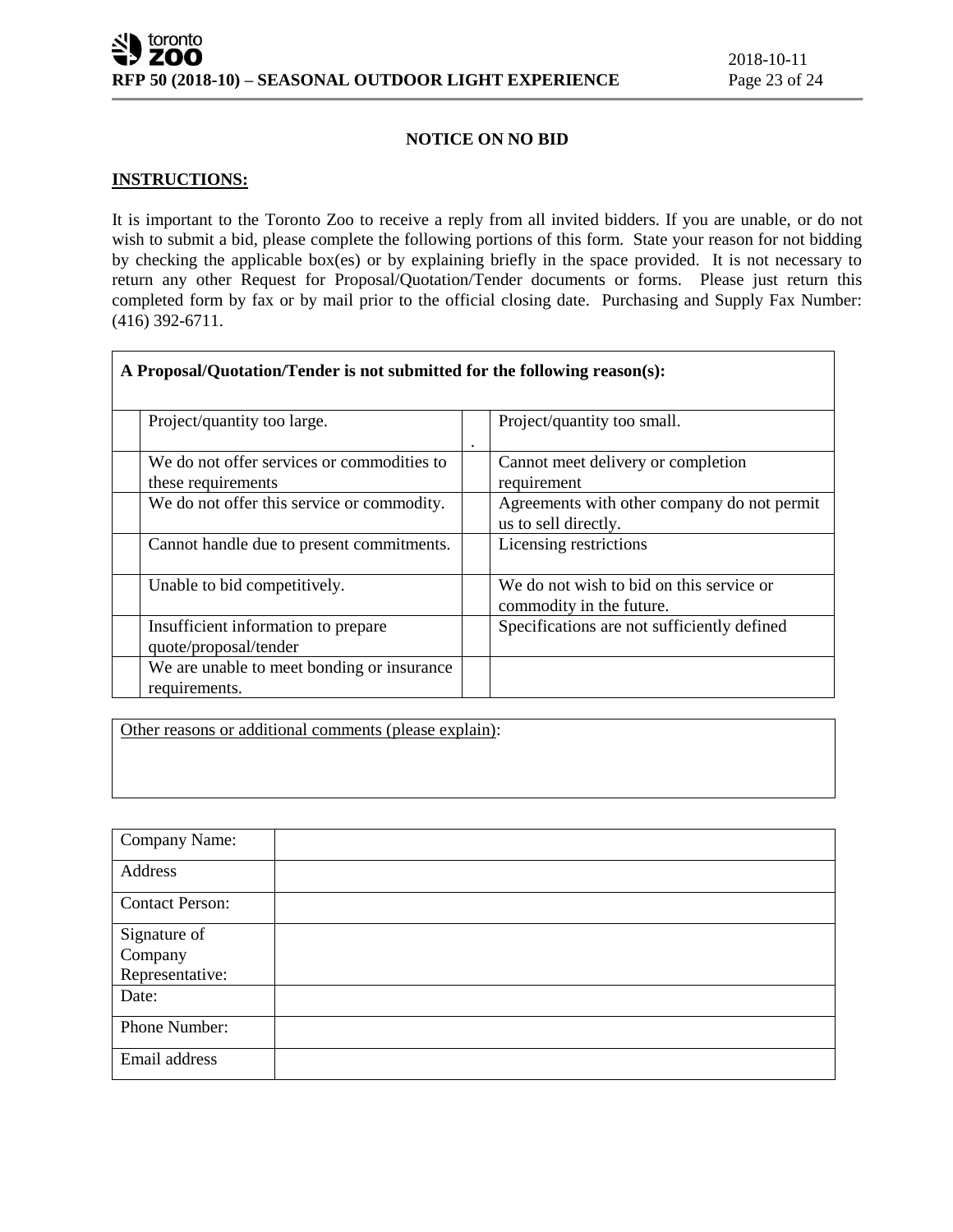## NOTICE ON NO BID

**INSTRUCTIONS:**

It is important to the Toronto Zoo to receive a reply from all invited bidders. If you are unable, or do not wish to submit a bid, please complete the following portions of this form. State your reason for not bidding by checking the applicable box(es) or by explaining briefly in the space provided. It is not necessary to return any other Request for Proposal/Quotation/Tender documents or forms. Please just return this completed form by fax or by mail prior to the official closing date. Purchasing and Supply Fax Number: (416) 392-6711.

**A Proposal/Quotation/Tender is not submitted for the following reason(s):**

| | | | |
|---|---|---|---|
| | Project/quantity too large. | . | Project/quantity too small. |
| | We do not offer services or commodities to these requirements | | Cannot meet delivery or completion requirement |
| | We do not offer this service or commodity. | | Agreements with other company do not permit us to sell directly. |
| | Cannot handle due to present commitments. | | Licensing restrictions |
| | Unable to bid competitively. | | We do not wish to bid on this service or commodity in the future. |
| | Insufficient information to prepare quote/proposal/tender | | Specifications are not sufficiently defined |
| | We are unable to meet bonding or insurance requirements. | | |

Other reasons or additional comments (please explain):

| | |
|---|---|
| Company Name: | |
| Address | |
| Contact Person: | |
| Signature of Company Representative: | |
| Date: | |
| Phone Number: | |
| Email address | |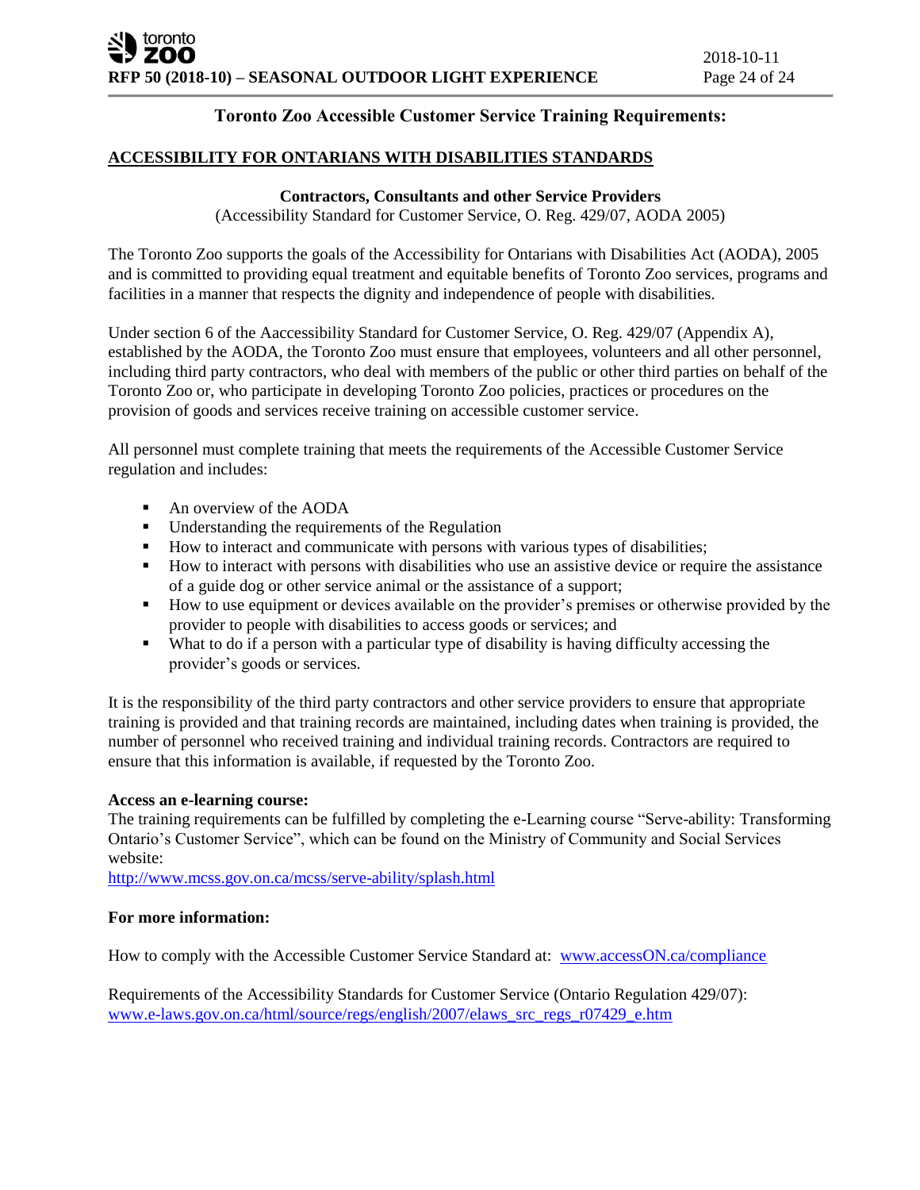## Toronto Zoo Accessible Customer Service Training Requirements:

### ACCESSIBILITY FOR ONTARIANS WITH DISABILITIES STANDARDS

**Contractors, Consultants and other Service Providers**

(Accessibility Standard for Customer Service, O. Reg. 429/07, AODA 2005)

The Toronto Zoo supports the goals of the Accessibility for Ontarians with Disabilities Act (AODA), 2005 and is committed to providing equal treatment and equitable benefits of Toronto Zoo services, programs and facilities in a manner that respects the dignity and independence of people with disabilities.

Under section 6 of the Aaccessibility Standard for Customer Service, O. Reg. 429/07 (Appendix A), established by the AODA, the Toronto Zoo must ensure that employees, volunteers and all other personnel, including third party contractors, who deal with members of the public or other third parties on behalf of the Toronto Zoo or, who participate in developing Toronto Zoo policies, practices or procedures on the provision of goods and services receive training on accessible customer service.

All personnel must complete training that meets the requirements of the Accessible Customer Service regulation and includes:

- An overview of the AODA
- Understanding the requirements of the Regulation
- How to interact and communicate with persons with various types of disabilities;
- How to interact with persons with disabilities who use an assistive device or require the assistance of a guide dog or other service animal or the assistance of a support;
- How to use equipment or devices available on the provider's premises or otherwise provided by the provider to people with disabilities to access goods or services; and
- What to do if a person with a particular type of disability is having difficulty accessing the provider's goods or services.

It is the responsibility of the third party contractors and other service providers to ensure that appropriate training is provided and that training records are maintained, including dates when training is provided, the number of personnel who received training and individual training records. Contractors are required to ensure that this information is available, if requested by the Toronto Zoo.

**Access an e-learning course:**
The training requirements can be fulfilled by completing the e-Learning course "Serve-ability: Transforming Ontario's Customer Service", which can be found on the Ministry of Community and Social Services website:
http://www.mcss.gov.on.ca/mcss/serve-ability/splash.html

**For more information:**

How to comply with the Accessible Customer Service Standard at: www.accessON.ca/compliance

Requirements of the Accessibility Standards for Customer Service (Ontario Regulation 429/07):
www.e-laws.gov.on.ca/html/source/regs/english/2007/elaws_src_regs_r07429_e.htm